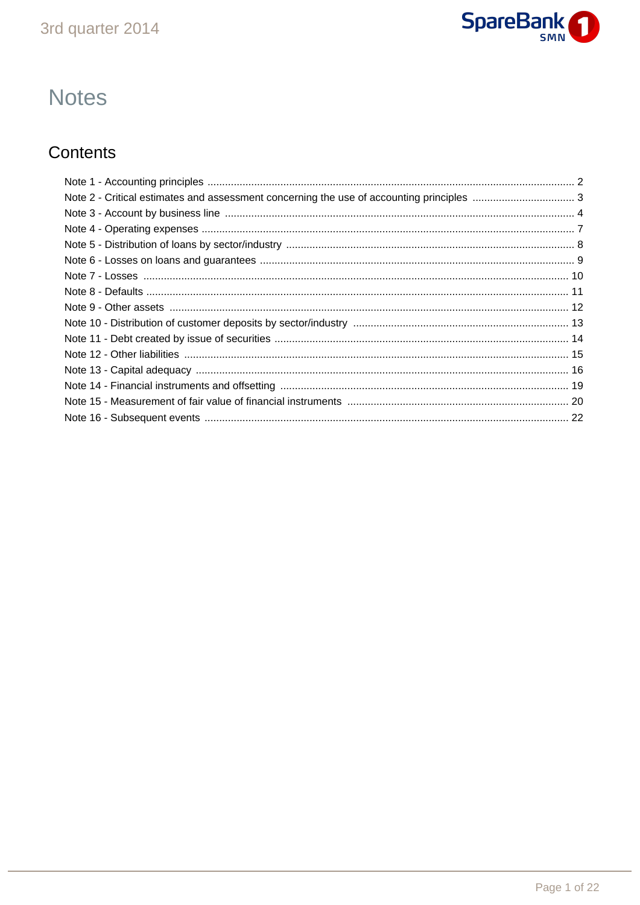# Notes

## Contents

Note 1 - Accounting principles ............................................................ 2
Note 2 - Critical estimates and assessment concerning the use of accounting principles ............................................................ 3
Note 3 - Account by business line ............................................................ 4
Note 4 - Operating expenses ............................................................ 7
Note 5 - Distribution of loans by sector/industry ............................................................ 8
Note 6 - Losses on loans and guarantees ............................................................ 9
Note 7 - Losses ............................................................ 10
Note 8 - Defaults ............................................................ 11
Note 9 - Other assets ............................................................ 12
Note 10 - Distribution of customer deposits by sector/industry ............................................................ 13
Note 11 - Debt created by issue of securities ............................................................ 14
Note 12 - Other liabilities ............................................................ 15
Note 13 - Capital adequacy ............................................................ 16
Note 14 - Financial instruments and offsetting ............................................................ 19
Note 15 - Measurement of fair value of financial instruments ............................................................ 20
Note 16 - Subsequent events ............................................................ 22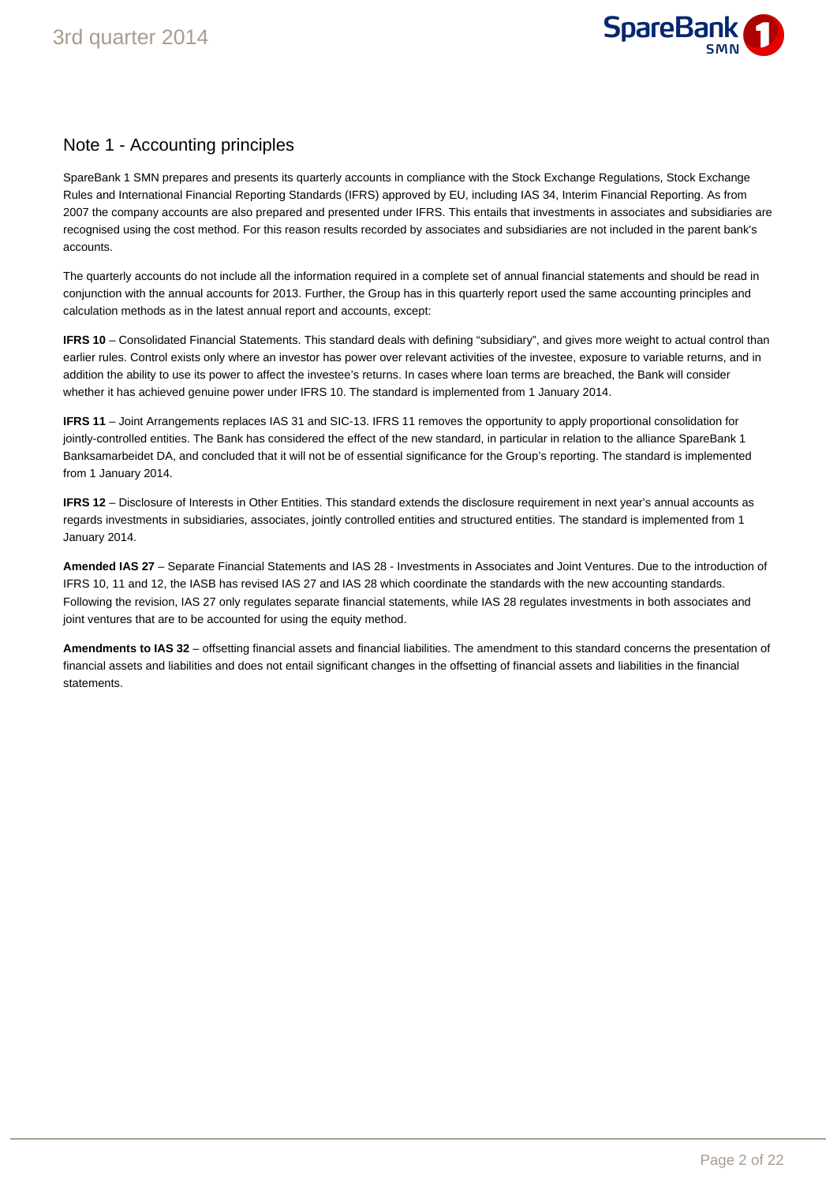## Note 1 - Accounting principles

SpareBank 1 SMN prepares and presents its quarterly accounts in compliance with the Stock Exchange Regulations, Stock Exchange Rules and International Financial Reporting Standards (IFRS) approved by EU, including IAS 34, Interim Financial Reporting. As from 2007 the company accounts are also prepared and presented under IFRS. This entails that investments in associates and subsidiaries are recognised using the cost method. For this reason results recorded by associates and subsidiaries are not included in the parent bank's accounts.

The quarterly accounts do not include all the information required in a complete set of annual financial statements and should be read in conjunction with the annual accounts for 2013. Further, the Group has in this quarterly report used the same accounting principles and calculation methods as in the latest annual report and accounts, except:

**IFRS 10** – Consolidated Financial Statements. This standard deals with defining "subsidiary", and gives more weight to actual control than earlier rules. Control exists only where an investor has power over relevant activities of the investee, exposure to variable returns, and in addition the ability to use its power to affect the investee's returns. In cases where loan terms are breached, the Bank will consider whether it has achieved genuine power under IFRS 10. The standard is implemented from 1 January 2014.

**IFRS 11** – Joint Arrangements replaces IAS 31 and SIC-13. IFRS 11 removes the opportunity to apply proportional consolidation for jointly-controlled entities. The Bank has considered the effect of the new standard, in particular in relation to the alliance SpareBank 1 Banksamarbeidet DA, and concluded that it will not be of essential significance for the Group's reporting. The standard is implemented from 1 January 2014.

**IFRS 12** – Disclosure of Interests in Other Entities. This standard extends the disclosure requirement in next year's annual accounts as regards investments in subsidiaries, associates, jointly controlled entities and structured entities. The standard is implemented from 1 January 2014.

**Amended IAS 27** – Separate Financial Statements and IAS 28 - Investments in Associates and Joint Ventures. Due to the introduction of IFRS 10, 11 and 12, the IASB has revised IAS 27 and IAS 28 which coordinate the standards with the new accounting standards. Following the revision, IAS 27 only regulates separate financial statements, while IAS 28 regulates investments in both associates and joint ventures that are to be accounted for using the equity method.

**Amendments to IAS 32** – offsetting financial assets and financial liabilities. The amendment to this standard concerns the presentation of financial assets and liabilities and does not entail significant changes in the offsetting of financial assets and liabilities in the financial statements.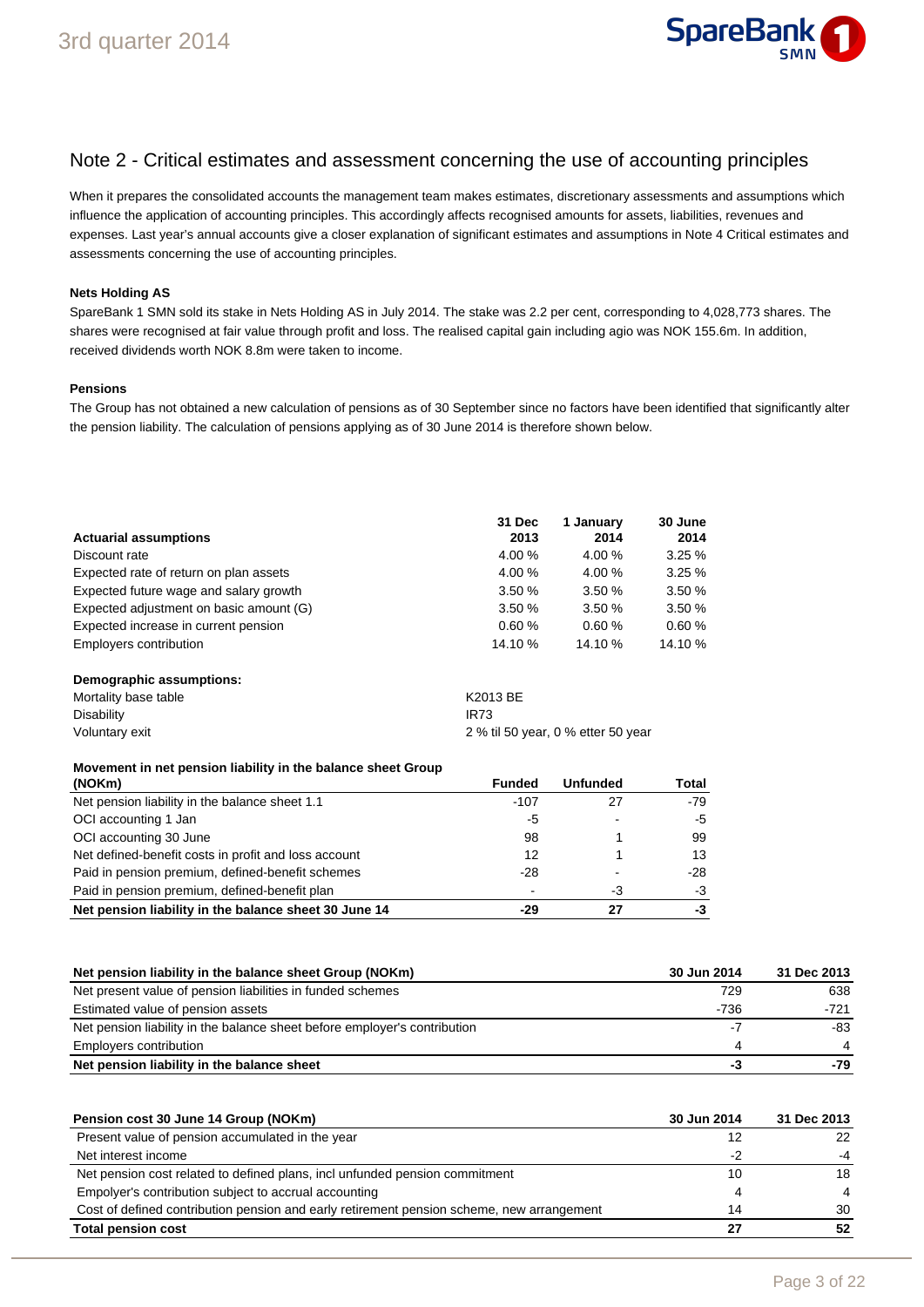## Note 2 - Critical estimates and assessment concerning the use of accounting principles

When it prepares the consolidated accounts the management team makes estimates, discretionary assessments and assumptions which influence the application of accounting principles. This accordingly affects recognised amounts for assets, liabilities, revenues and expenses. Last year's annual accounts give a closer explanation of significant estimates and assumptions in Note 4 Critical estimates and assessments concerning the use of accounting principles.

**Nets Holding AS**

SpareBank 1 SMN sold its stake in Nets Holding AS in July 2014. The stake was 2.2 per cent, corresponding to 4,028,773 shares. The shares were recognised at fair value through profit and loss. The realised capital gain including agio was NOK 155.6m. In addition, received dividends worth NOK 8.8m were taken to income.

**Pensions**

The Group has not obtained a new calculation of pensions as of 30 September since no factors have been identified that significantly alter the pension liability. The calculation of pensions applying as of 30 June 2014 is therefore shown below.

| **Actuarial assumptions** | **31 Dec 2013** | **1 January 2014** | **30 June 2014** |
|---|---|---|---|
| Discount rate | 4.00 % | 4.00 % | 3.25 % |
| Expected rate of return on plan assets | 4.00 % | 4.00 % | 3.25 % |
| Expected future wage and salary growth | 3.50 % | 3.50 % | 3.50 % |
| Expected adjustment on basic amount (G) | 3.50 % | 3.50 % | 3.50 % |
| Expected increase in current pension | 0.60 % | 0.60 % | 0.60 % |
| Employers contribution | 14.10 % | 14.10 % | 14.10 % |

| **Demographic assumptions:** | |
|---|---|
| Mortality base table | K2013 BE |
| Disability | IR73 |
| Voluntary exit | 2 % til 50 year, 0 % etter 50 year |

| **Movement in net pension liability in the balance sheet Group (NOKm)** | **Funded** | **Unfunded** | **Total** |
|---|---|---|---|
| Net pension liability in the balance sheet 1.1 | -107 | 27 | -79 |
| OCI accounting 1 Jan | -5 | - | -5 |
| OCI accounting 30 June | 98 | 1 | 99 |
| Net defined-benefit costs in profit and loss account | 12 | 1 | 13 |
| Paid in pension premium, defined-benefit schemes | -28 | - | -28 |
| Paid in pension premium, defined-benefit plan | - | -3 | -3 |
| **Net pension liability in the balance sheet 30 June 14** | **-29** | **27** | **-3** |

| **Net pension liability in the balance sheet Group (NOKm)** | **30 Jun 2014** | **31 Dec 2013** |
|---|---|---|
| Net present value of pension liabilities in funded schemes | 729 | 638 |
| Estimated value of pension assets | -736 | -721 |
| Net pension liability in the balance sheet before employer's contribution | -7 | -83 |
| Employers contribution | 4 | 4 |
| **Net pension liability in the balance sheet** | **-3** | **-79** |

| **Pension cost 30 June 14 Group (NOKm)** | **30 Jun 2014** | **31 Dec 2013** |
|---|---|---|
| Present value of pension accumulated in the year | 12 | 22 |
| Net interest income | -2 | -4 |
| Net pension cost related to defined plans, incl unfunded pension commitment | 10 | 18 |
| Empolyer's contribution subject to accrual accounting | 4 | 4 |
| Cost of defined contribution pension and early retirement pension scheme, new arrangement | 14 | 30 |
| **Total pension cost** | **27** | **52** |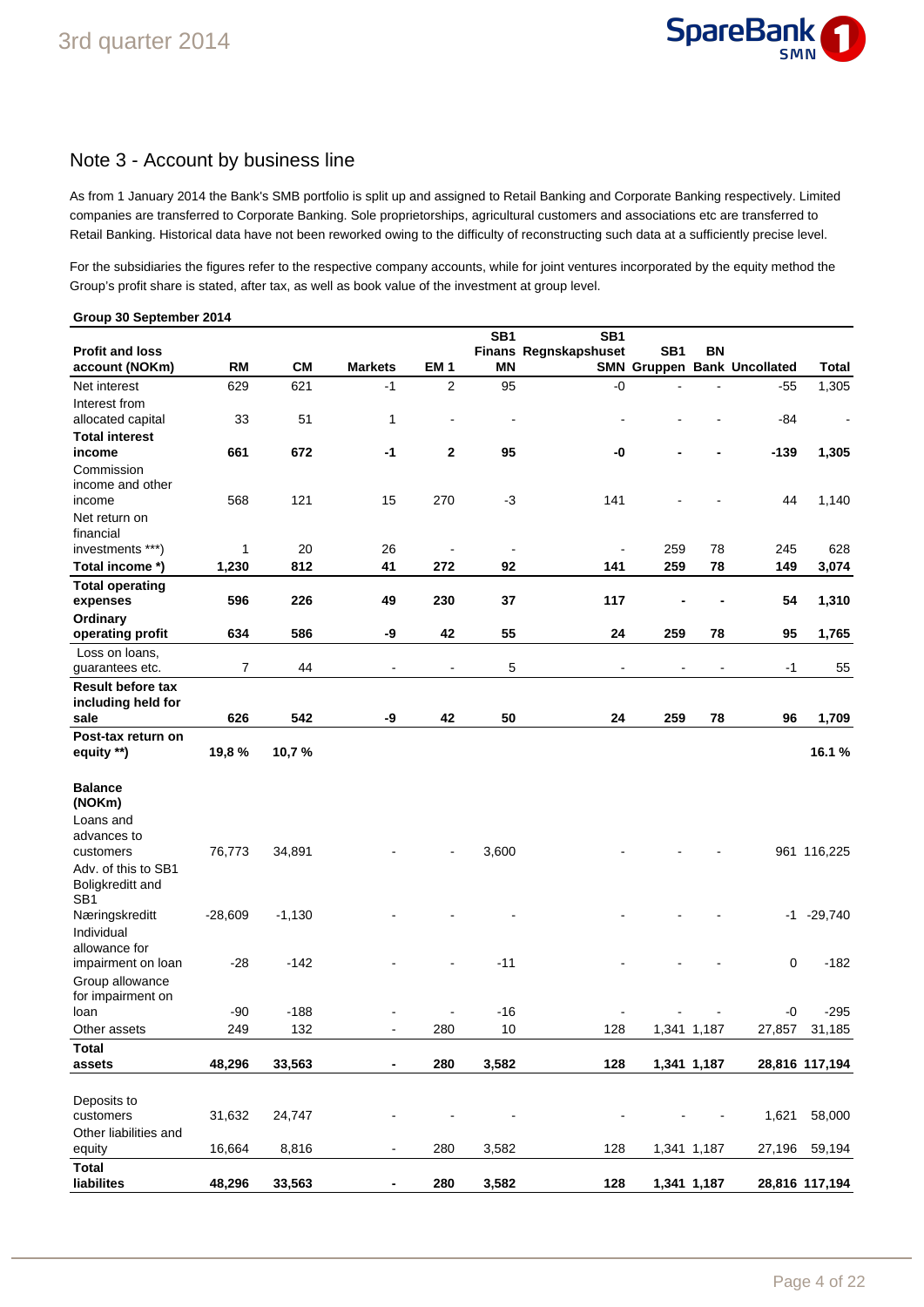## Note 3 - Account by business line

As from 1 January 2014 the Bank's SMB portfolio is split up and assigned to Retail Banking and Corporate Banking respectively. Limited companies are transferred to Corporate Banking. Sole proprietorships, agricultural customers and associations etc are transferred to Retail Banking. Historical data have not been reworked owing to the difficulty of reconstructing such data at a sufficiently precise level.

For the subsidiaries the figures refer to the respective company accounts, while for joint ventures incorporated by the equity method the Group's profit share is stated, after tax, as well as book value of the investment at group level.

**Group 30 September 2014**

| Profit and loss account (NOKm) | RM | CM | Markets | EM 1 | SB1 Finans MN | SB1 Regnskapshuset SMN | SB1 Gruppen | BN Bank | Uncollated | Total |
|---|---|---|---|---|---|---|---|---|---|---|
| Net interest | 629 | 621 | -1 | 2 | 95 | -0 | - | - | -55 | 1,305 |
| Interest from allocated capital | 33 | 51 | 1 | - | - | - | - | - | -84 | - |
| **Total interest income** | **661** | **672** | **-1** | **2** | **95** | **-0** | **-** | **-** | **-139** | **1,305** |
| Commission income and other income | 568 | 121 | 15 | 270 | -3 | 141 | - | - | 44 | 1,140 |
| Net return on financial investments ***) | 1 | 20 | 26 | - | - | - | 259 | 78 | 245 | 628 |
| **Total income *)** | **1,230** | **812** | **41** | **272** | **92** | **141** | **259** | **78** | **149** | **3,074** |
| **Total operating expenses** | **596** | **226** | **49** | **230** | **37** | **117** | **-** | **-** | **54** | **1,310** |
| **Ordinary operating profit** | **634** | **586** | **-9** | **42** | **55** | **24** | **259** | **78** | **95** | **1,765** |
| Loss on loans, guarantees etc. | 7 | 44 | - | - | 5 | - | - | - | -1 | 55 |
| **Result before tax including held for sale** | **626** | **542** | **-9** | **42** | **50** | **24** | **259** | **78** | **96** | **1,709** |
| **Post-tax return on equity **)** | **19,8 %** | **10,7 %** | | | | | | | | **16.1 %** |
| | | | | | | | | | | |
| **Balance (NOKm)** | | | | | | | | | | |
| Loans and advances to customers | 76,773 | 34,891 | - | - | 3,600 | - | - | - | 961 | 116,225 |
| Adv. of this to SB1 Boligkreditt and SB1 Næringskreditt | -28,609 | -1,130 | - | - | - | - | - | - | -1 | -29,740 |
| Individual allowance for impairment on loan | -28 | -142 | - | - | -11 | - | - | - | 0 | -182 |
| Group allowance for impairment on loan | -90 | -188 | - | - | -16 | - | - | - | -0 | -295 |
| Other assets | 249 | 132 | - | 280 | 10 | 128 | 1,341 | 1,187 | 27,857 | 31,185 |
| **Total assets** | **48,296** | **33,563** | **-** | **280** | **3,582** | **128** | **1,341** | **1,187** | **28,816** | **117,194** |
| | | | | | | | | | | |
| Deposits to customers | 31,632 | 24,747 | - | - | - | - | - | - | 1,621 | 58,000 |
| Other liabilities and equity | 16,664 | 8,816 | - | 280 | 3,582 | 128 | 1,341 | 1,187 | 27,196 | 59,194 |
| **Total liabilites** | **48,296** | **33,563** | **-** | **280** | **3,582** | **128** | **1,341** | **1,187** | **28,816** | **117,194** |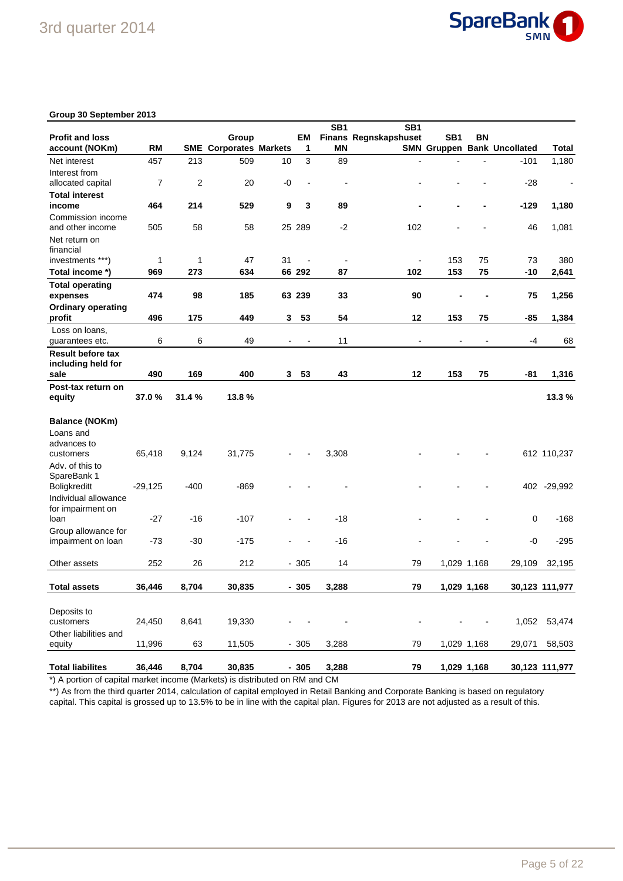**Group 30 September 2013**

| Profit and loss account (NOKm) | RM | SME | Group Corporates | Markets | EM 1 | SB1 Finans MN | SB1 Regnskapshuset SMN | SB1 Gruppen | BN Bank | Uncollated | Total |
|---|---|---|---|---|---|---|---|---|---|---|---|
| Net interest | 457 | 213 | 509 | 10 | 3 | 89 | - | - | - | -101 | 1,180 |
| Interest from allocated capital | 7 | 2 | 20 | -0 | - | - | - | - | - | -28 | - |
| **Total interest income** | **464** | **214** | **529** | **9** | **3** | **89** | **-** | **-** | **-** | **-129** | **1,180** |
| Commission income and other income | 505 | 58 | 58 | 25 | 289 | -2 | 102 | - | - | 46 | 1,081 |
| Net return on financial investments ***) | 1 | 1 | 47 | 31 | - | - | - | 153 | 75 | 73 | 380 |
| **Total income *)** | **969** | **273** | **634** | **66** | **292** | **87** | **102** | **153** | **75** | **-10** | **2,641** |
| **Total operating expenses** | **474** | **98** | **185** | **63** | **239** | **33** | **90** | **-** | **-** | **75** | **1,256** |
| **Ordinary operating profit** | **496** | **175** | **449** | **3** | **53** | **54** | **12** | **153** | **75** | **-85** | **1,384** |
| Loss on loans, guarantees etc. | 6 | 6 | 49 | - | - | 11 | - | - | - | -4 | 68 |
| **Result before tax including held for sale** | **490** | **169** | **400** | **3** | **53** | **43** | **12** | **153** | **75** | **-81** | **1,316** |
| **Post-tax return on equity** | **37.0 %** | **31.4 %** | **13.8 %** | | | | | | | | **13.3 %** |
| | | | | | | | | | | | |
| **Balance (NOKm)** | | | | | | | | | | | |
| Loans and advances to customers | 65,418 | 9,124 | 31,775 | - | - | 3,308 | - | - | - | 612 | 110,237 |
| Adv. of this to SpareBank 1 Boligkreditt | -29,125 | -400 | -869 | - | - | - | - | - | - | 402 | -29,992 |
| Individual allowance for impairment on loan | -27 | -16 | -107 | - | - | -18 | - | - | - | 0 | -168 |
| Group allowance for impairment on loan | -73 | -30 | -175 | - | - | -16 | - | - | - | -0 | -295 |
| Other assets | 252 | 26 | 212 | - | 305 | 14 | 79 | 1,029 | 1,168 | 29,109 | 32,195 |
| **Total assets** | **36,446** | **8,704** | **30,835** | **-** | **305** | **3,288** | **79** | **1,029** | **1,168** | **30,123** | **111,977** |
| | | | | | | | | | | | |
| Deposits to customers | 24,450 | 8,641 | 19,330 | - | - | - | - | - | - | 1,052 | 53,474 |
| Other liabilities and equity | 11,996 | 63 | 11,505 | - | 305 | 3,288 | 79 | 1,029 | 1,168 | 29,071 | 58,503 |
| **Total liabilites** | **36,446** | **8,704** | **30,835** | **-** | **305** | **3,288** | **79** | **1,029** | **1,168** | **30,123** | **111,977** |

*) A portion of capital market income (Markets) is distributed on RM and CM

**) As from the third quarter 2014, calculation of capital employed in Retail Banking and Corporate Banking is based on regulatory capital. This capital is grossed up to 13.5% to be in line with the capital plan. Figures for 2013 are not adjusted as a result of this.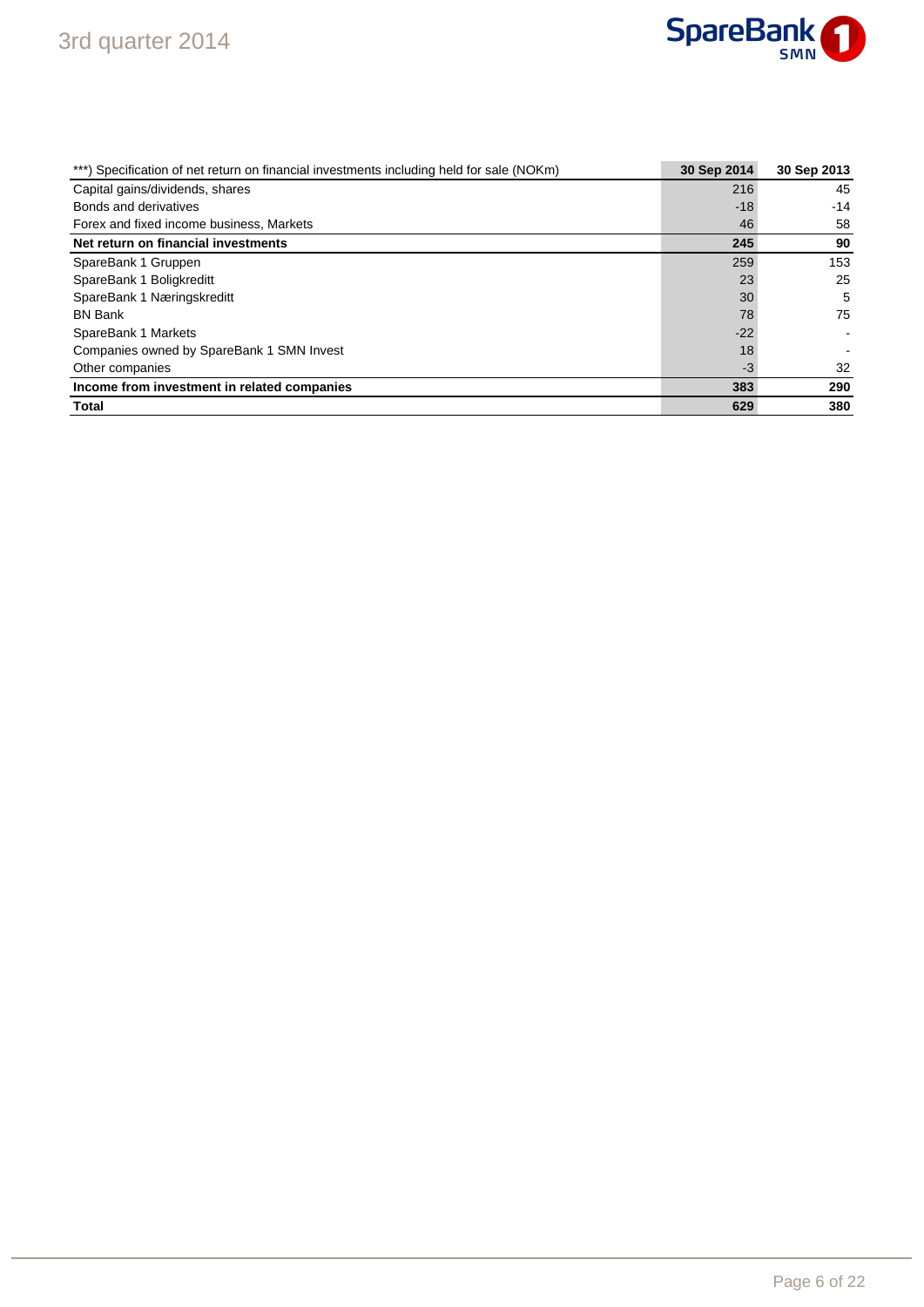| ***) Specification of net return on financial investments including held for sale (NOKm) | 30 Sep 2014 | 30 Sep 2013 |
|---|---|---|
| Capital gains/dividends, shares | 216 | 45 |
| Bonds and derivatives | -18 | -14 |
| Forex and fixed income business, Markets | 46 | 58 |
| **Net return on financial investments** | **245** | **90** |
| SpareBank 1 Gruppen | 259 | 153 |
| SpareBank 1 Boligkreditt | 23 | 25 |
| SpareBank 1 Næringskreditt | 30 | 5 |
| BN Bank | 78 | 75 |
| SpareBank 1 Markets | -22 | - |
| Companies owned by SpareBank 1 SMN Invest | 18 | - |
| Other companies | -3 | 32 |
| **Income from investment in related companies** | **383** | **290** |
| **Total** | **629** | **380** |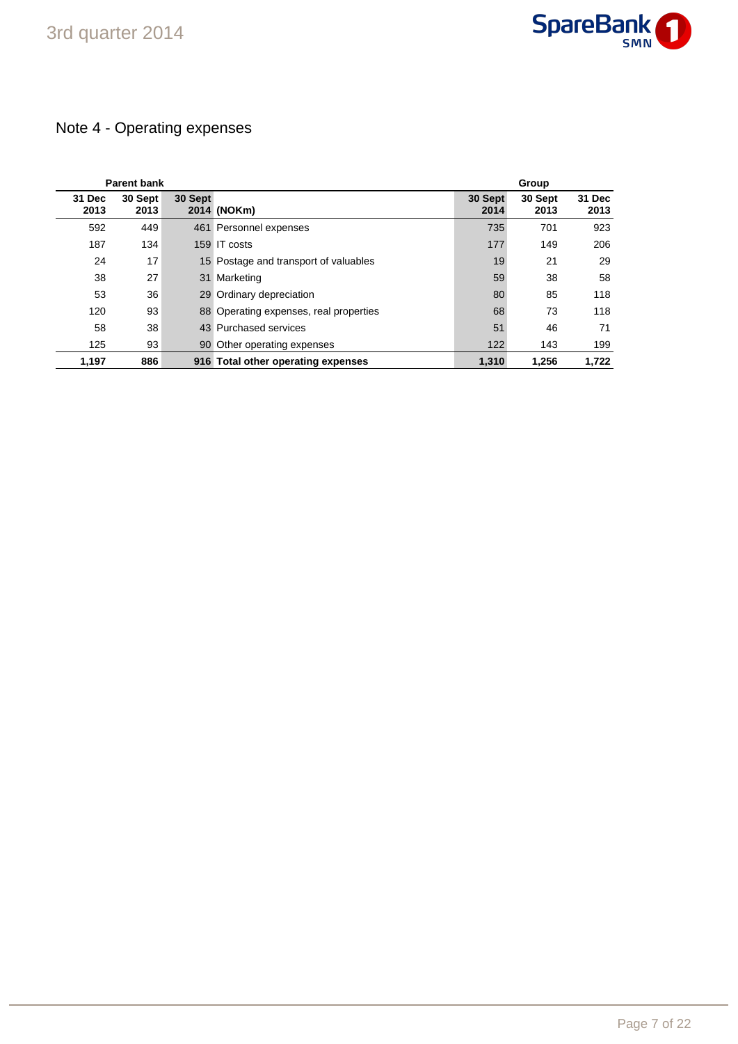## Note 4 - Operating expenses

| Parent bank | | | | Group | | |
|---|---|---|---|---|---|---|
| 31 Dec 2013 | 30 Sept 2013 | 30 Sept 2014 | (NOKm) | 30 Sept 2014 | 30 Sept 2013 | 31 Dec 2013 |
| 592 | 449 | 461 | Personnel expenses | 735 | 701 | 923 |
| 187 | 134 | 159 | IT costs | 177 | 149 | 206 |
| 24 | 17 | 15 | Postage and transport of valuables | 19 | 21 | 29 |
| 38 | 27 | 31 | Marketing | 59 | 38 | 58 |
| 53 | 36 | 29 | Ordinary depreciation | 80 | 85 | 118 |
| 120 | 93 | 88 | Operating expenses, real properties | 68 | 73 | 118 |
| 58 | 38 | 43 | Purchased services | 51 | 46 | 71 |
| 125 | 93 | 90 | Other operating expenses | 122 | 143 | 199 |
| **1,197** | **886** | **916** | **Total other operating expenses** | **1,310** | **1,256** | **1,722** |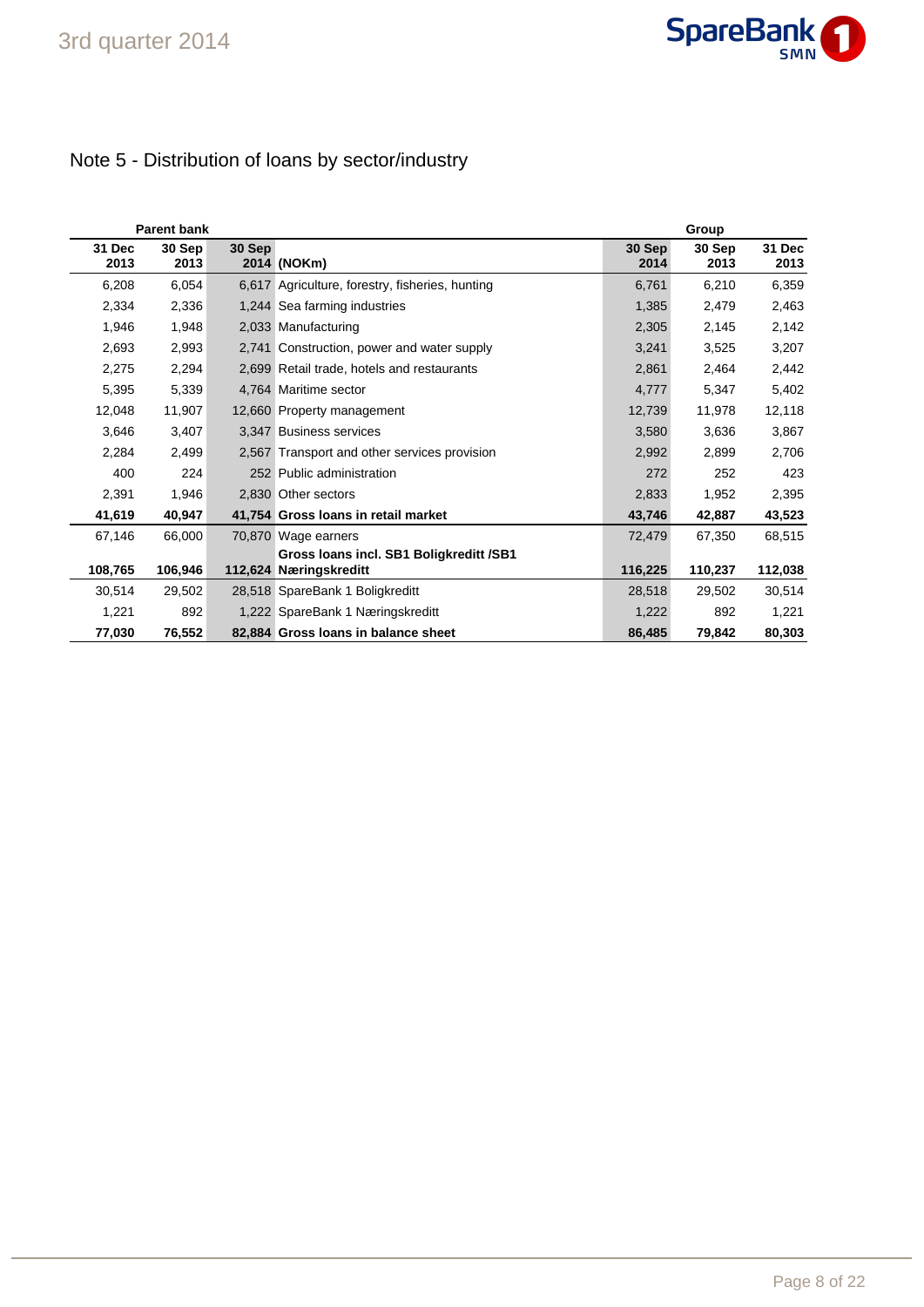# Note 5 - Distribution of loans by sector/industry

| Parent bank | | | | Group | | |
|---|---|---|---|---|---|---|
| 31 Dec 2013 | 30 Sep 2013 | 30 Sep 2014 | (NOKm) | 30 Sep 2014 | 30 Sep 2013 | 31 Dec 2013 |
| 6,208 | 6,054 | 6,617 | Agriculture, forestry, fisheries, hunting | 6,761 | 6,210 | 6,359 |
| 2,334 | 2,336 | 1,244 | Sea farming industries | 1,385 | 2,479 | 2,463 |
| 1,946 | 1,948 | 2,033 | Manufacturing | 2,305 | 2,145 | 2,142 |
| 2,693 | 2,993 | 2,741 | Construction, power and water supply | 3,241 | 3,525 | 3,207 |
| 2,275 | 2,294 | 2,699 | Retail trade, hotels and restaurants | 2,861 | 2,464 | 2,442 |
| 5,395 | 5,339 | 4,764 | Maritime sector | 4,777 | 5,347 | 5,402 |
| 12,048 | 11,907 | 12,660 | Property management | 12,739 | 11,978 | 12,118 |
| 3,646 | 3,407 | 3,347 | Business services | 3,580 | 3,636 | 3,867 |
| 2,284 | 2,499 | 2,567 | Transport and other services provision | 2,992 | 2,899 | 2,706 |
| 400 | 224 | 252 | Public administration | 272 | 252 | 423 |
| 2,391 | 1,946 | 2,830 | Other sectors | 2,833 | 1,952 | 2,395 |
| **41,619** | **40,947** | **41,754** | **Gross loans in retail market** | **43,746** | **42,887** | **43,523** |
| 67,146 | 66,000 | 70,870 | Wage earners | 72,479 | 67,350 | 68,515 |
| **108,765** | **106,946** | **112,624** | **Gross loans incl. SB1 Boligkreditt /SB1 Næringskreditt** | **116,225** | **110,237** | **112,038** |
| 30,514 | 29,502 | 28,518 | SpareBank 1 Boligkreditt | 28,518 | 29,502 | 30,514 |
| 1,221 | 892 | 1,222 | SpareBank 1 Næringskreditt | 1,222 | 892 | 1,221 |
| **77,030** | **76,552** | **82,884** | **Gross loans in balance sheet** | **86,485** | **79,842** | **80,303** |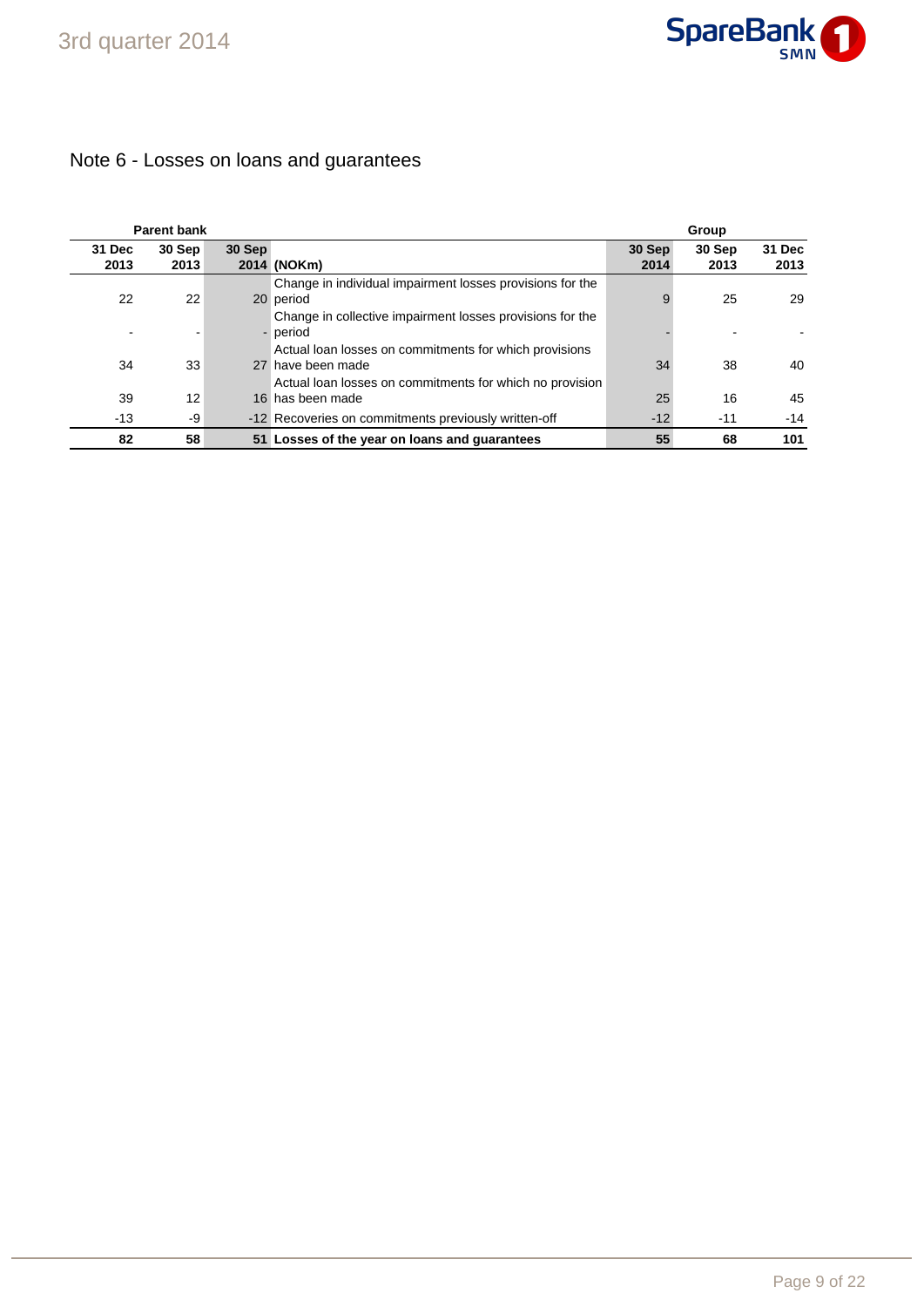## Note 6 - Losses on loans and guarantees

| Parent bank | | | | Group | | |
|---|---|---|---|---|---|---|
| 31 Dec 2013 | 30 Sep 2013 | 30 Sep 2014 | (NOKm) | 30 Sep 2014 | 30 Sep 2013 | 31 Dec 2013 |
| 22 | 22 | 20 | Change in individual impairment losses provisions for the period | 9 | 25 | 29 |
| - | - | - | Change in collective impairment losses provisions for the period | - | - | - |
| 34 | 33 | 27 | Actual loan losses on commitments for which provisions have been made | 34 | 38 | 40 |
| 39 | 12 | 16 | Actual loan losses on commitments for which no provision has been made | 25 | 16 | 45 |
| -13 | -9 | -12 | Recoveries on commitments previously written-off | -12 | -11 | -14 |
| **82** | **58** | **51** | **Losses of the year on loans and guarantees** | **55** | **68** | **101** |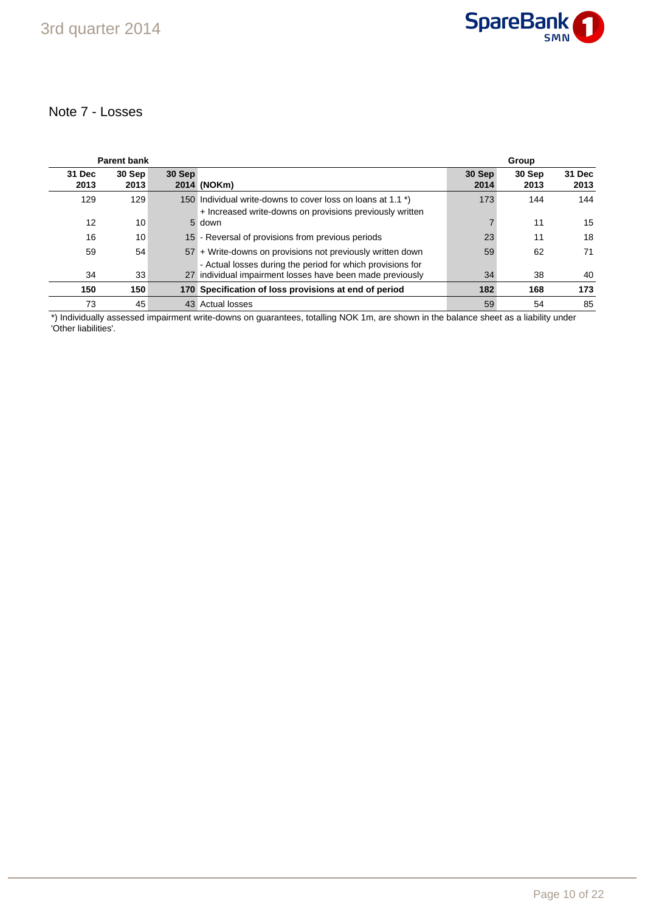## Note 7 - Losses

| Parent bank | | | | Group | | |
|---|---|---|---|---|---|---|
| 31 Dec 2013 | 30 Sep 2013 | 30 Sep 2014 | (NOKm) | 30 Sep 2014 | 30 Sep 2013 | 31 Dec 2013 |
| 129 | 129 | 150 | Individual write-downs to cover loss on loans at 1.1 *) | 173 | 144 | 144 |
| 12 | 10 | 5 | + Increased write-downs on provisions previously written down | 7 | 11 | 15 |
| 16 | 10 | 15 | - Reversal of provisions from previous periods | 23 | 11 | 18 |
| 59 | 54 | 57 | + Write-downs on provisions not previously written down | 59 | 62 | 71 |
| 34 | 33 | 27 | - Actual losses during the period for which provisions for individual impairment losses have been made previously | 34 | 38 | 40 |
| **150** | **150** | **170** | **Specification of loss provisions at end of period** | **182** | **168** | **173** |
| 73 | 45 | 43 | Actual losses | 59 | 54 | 85 |

*) Individually assessed impairment write-downs on guarantees, totalling NOK 1m, are shown in the balance sheet as a liability under 'Other liabilities'.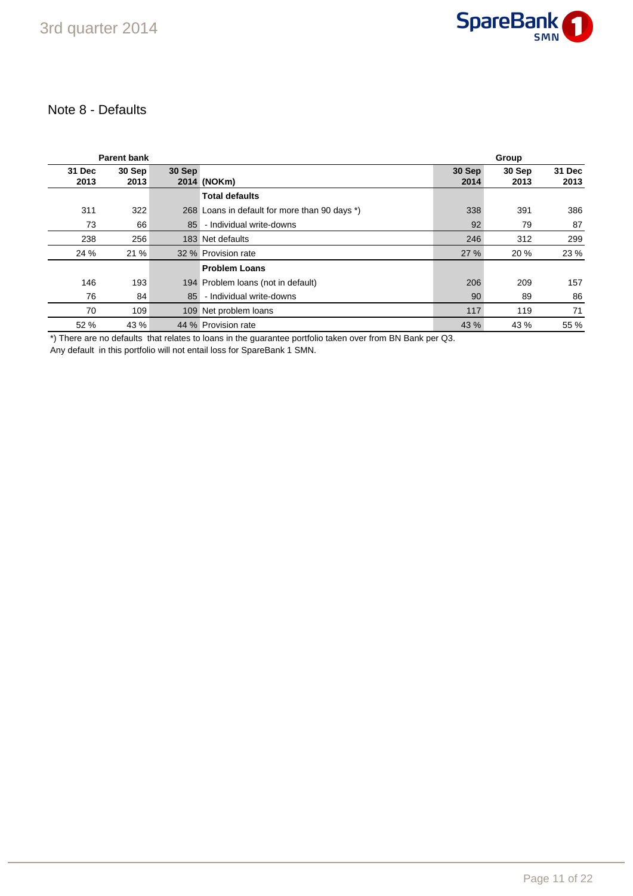## Note 8 - Defaults

| Parent bank | | | | Group | | |
|---|---|---|---|---|---|---|
| 31 Dec 2013 | 30 Sep 2013 | 30 Sep 2014 | (NOKm) | 30 Sep 2014 | 30 Sep 2013 | 31 Dec 2013 |
| | | | **Total defaults** | | | |
| 311 | 322 | 268 | Loans in default for more than 90 days *) | 338 | 391 | 386 |
| 73 | 66 | 85 | - Individual write-downs | 92 | 79 | 87 |
| 238 | 256 | 183 | Net defaults | 246 | 312 | 299 |
| 24 % | 21 % | 32 % | Provision rate | 27 % | 20 % | 23 % |
| | | | **Problem Loans** | | | |
| 146 | 193 | 194 | Problem loans (not in default) | 206 | 209 | 157 |
| 76 | 84 | 85 | - Individual write-downs | 90 | 89 | 86 |
| 70 | 109 | 109 | Net problem loans | 117 | 119 | 71 |
| 52 % | 43 % | 44 % | Provision rate | 43 % | 43 % | 55 % |

*) There are no defaults that relates to loans in the guarantee portfolio taken over from BN Bank per Q3.
Any default in this portfolio will not entail loss for SpareBank 1 SMN.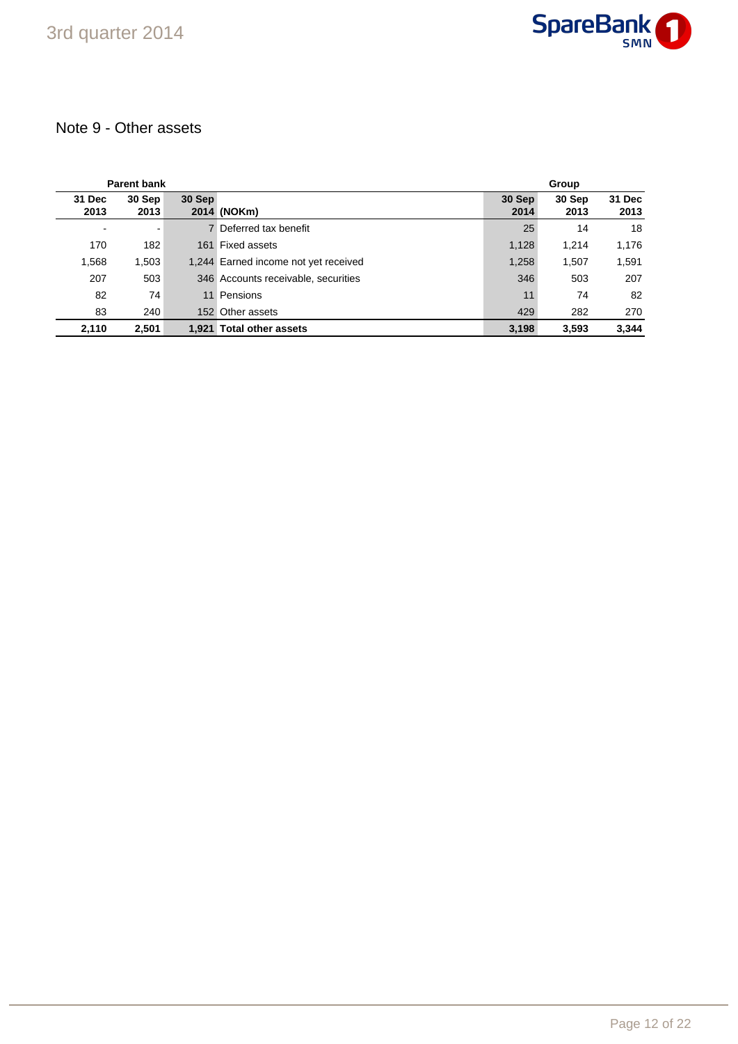## Note 9 - Other assets

| Parent bank | | | | Group | | |
|---|---|---|---|---|---|---|
| 31 Dec 2013 | 30 Sep 2013 | 30 Sep 2014 | (NOKm) | 30 Sep 2014 | 30 Sep 2013 | 31 Dec 2013 |
| - | - | 7 | Deferred tax benefit | 25 | 14 | 18 |
| 170 | 182 | 161 | Fixed assets | 1,128 | 1,214 | 1,176 |
| 1,568 | 1,503 | 1,244 | Earned income not yet received | 1,258 | 1,507 | 1,591 |
| 207 | 503 | 346 | Accounts receivable, securities | 346 | 503 | 207 |
| 82 | 74 | 11 | Pensions | 11 | 74 | 82 |
| 83 | 240 | 152 | Other assets | 429 | 282 | 270 |
| **2,110** | **2,501** | **1,921** | **Total other assets** | **3,198** | **3,593** | **3,344** |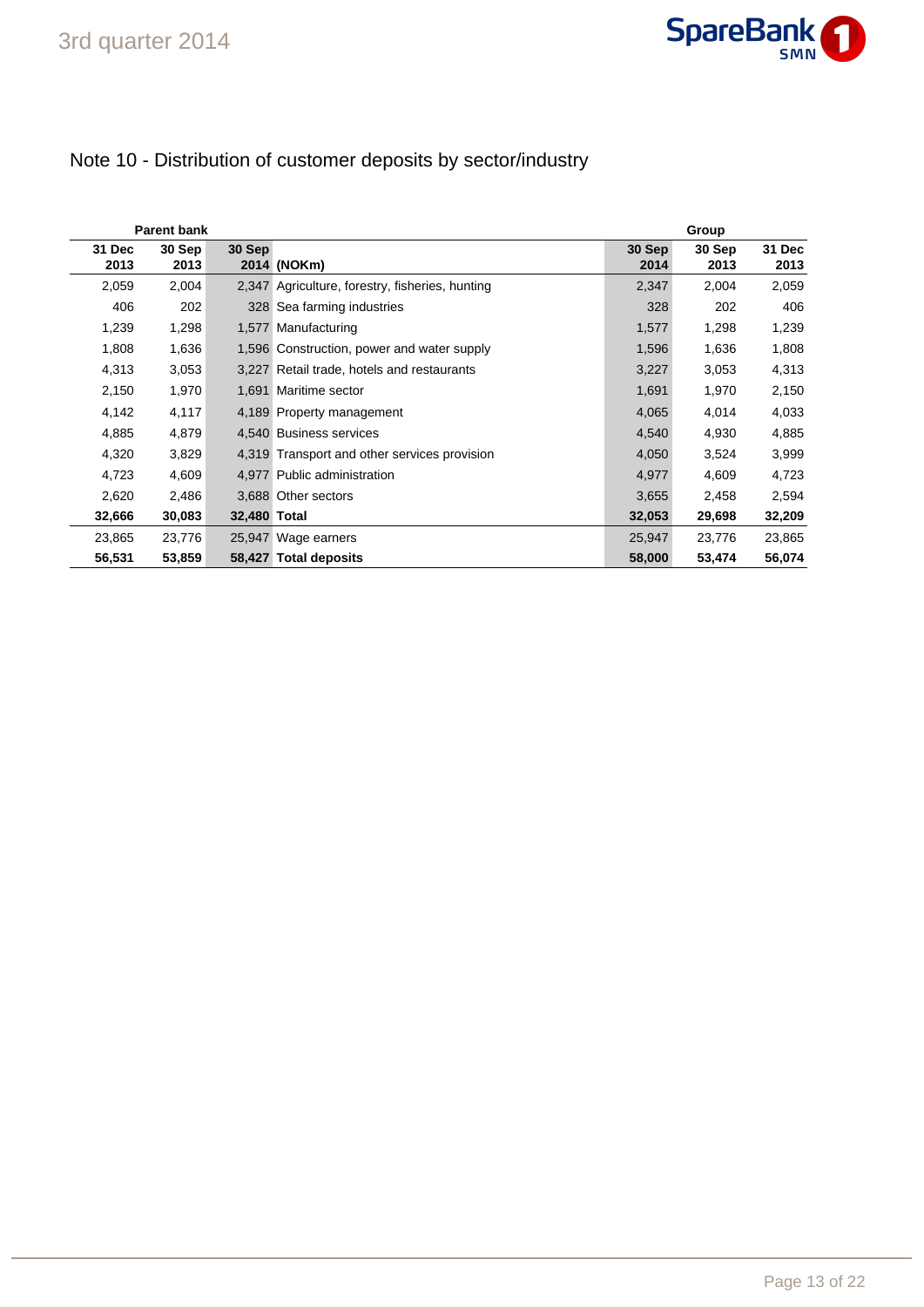## Note 10 - Distribution of customer deposits by sector/industry

| Parent bank | | | | Group | | |
|---|---|---|---|---|---|---|
| 31 Dec 2013 | 30 Sep 2013 | 30 Sep 2014 | (NOKm) | 30 Sep 2014 | 30 Sep 2013 | 31 Dec 2013 |
| 2,059 | 2,004 | 2,347 | Agriculture, forestry, fisheries, hunting | 2,347 | 2,004 | 2,059 |
| 406 | 202 | 328 | Sea farming industries | 328 | 202 | 406 |
| 1,239 | 1,298 | 1,577 | Manufacturing | 1,577 | 1,298 | 1,239 |
| 1,808 | 1,636 | 1,596 | Construction, power and water supply | 1,596 | 1,636 | 1,808 |
| 4,313 | 3,053 | 3,227 | Retail trade, hotels and restaurants | 3,227 | 3,053 | 4,313 |
| 2,150 | 1,970 | 1,691 | Maritime sector | 1,691 | 1,970 | 2,150 |
| 4,142 | 4,117 | 4,189 | Property management | 4,065 | 4,014 | 4,033 |
| 4,885 | 4,879 | 4,540 | Business services | 4,540 | 4,930 | 4,885 |
| 4,320 | 3,829 | 4,319 | Transport and other services provision | 4,050 | 3,524 | 3,999 |
| 4,723 | 4,609 | 4,977 | Public administration | 4,977 | 4,609 | 4,723 |
| 2,620 | 2,486 | 3,688 | Other sectors | 3,655 | 2,458 | 2,594 |
| **32,666** | **30,083** | **32,480** | **Total** | **32,053** | **29,698** | **32,209** |
| 23,865 | 23,776 | 25,947 | Wage earners | 25,947 | 23,776 | 23,865 |
| **56,531** | **53,859** | **58,427** | **Total deposits** | **58,000** | **53,474** | **56,074** |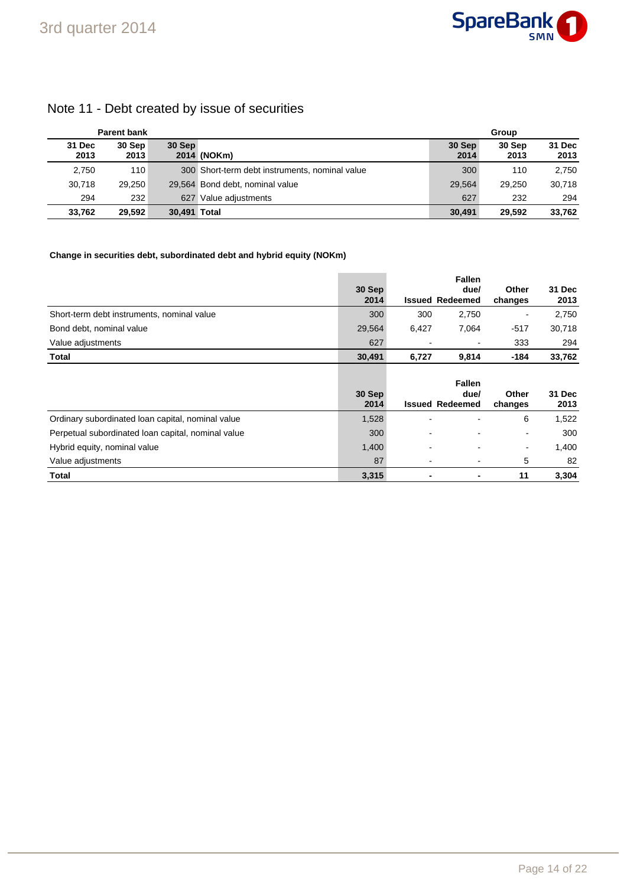## Note 11 - Debt created by issue of securities

| Parent bank | | | | Group | | |
|---|---|---|---|---|---|---|
| 31 Dec 2013 | 30 Sep 2013 | 30 Sep 2014 | (NOKm) | 30 Sep 2014 | 30 Sep 2013 | 31 Dec 2013 |
| 2,750 | 110 | 300 | Short-term debt instruments, nominal value | 300 | 110 | 2,750 |
| 30,718 | 29,250 | 29,564 | Bond debt, nominal value | 29,564 | 29,250 | 30,718 |
| 294 | 232 | 627 | Value adjustments | 627 | 232 | 294 |
| **33,762** | **29,592** | **30,491** | **Total** | **30,491** | **29,592** | **33,762** |

**Change in securities debt, subordinated debt and hybrid equity (NOKm)**

| | 30 Sep 2014 | Issued | Fallen due/ Redeemed | Other changes | 31 Dec 2013 |
|---|---|---|---|---|---|
| Short-term debt instruments, nominal value | 300 | 300 | 2,750 | - | 2,750 |
| Bond debt, nominal value | 29,564 | 6,427 | 7,064 | -517 | 30,718 |
| Value adjustments | 627 | - | - | 333 | 294 |
| **Total** | **30,491** | **6,727** | **9,814** | **-184** | **33,762** |

| | 30 Sep 2014 | Issued | Fallen due/ Redeemed | Other changes | 31 Dec 2013 |
|---|---|---|---|---|---|
| Ordinary subordinated loan capital, nominal value | 1,528 | - | - | 6 | 1,522 |
| Perpetual subordinated loan capital, nominal value | 300 | - | - | - | 300 |
| Hybrid equity, nominal value | 1,400 | - | - | - | 1,400 |
| Value adjustments | 87 | - | - | 5 | 82 |
| **Total** | **3,315** | **-** | **-** | **11** | **3,304** |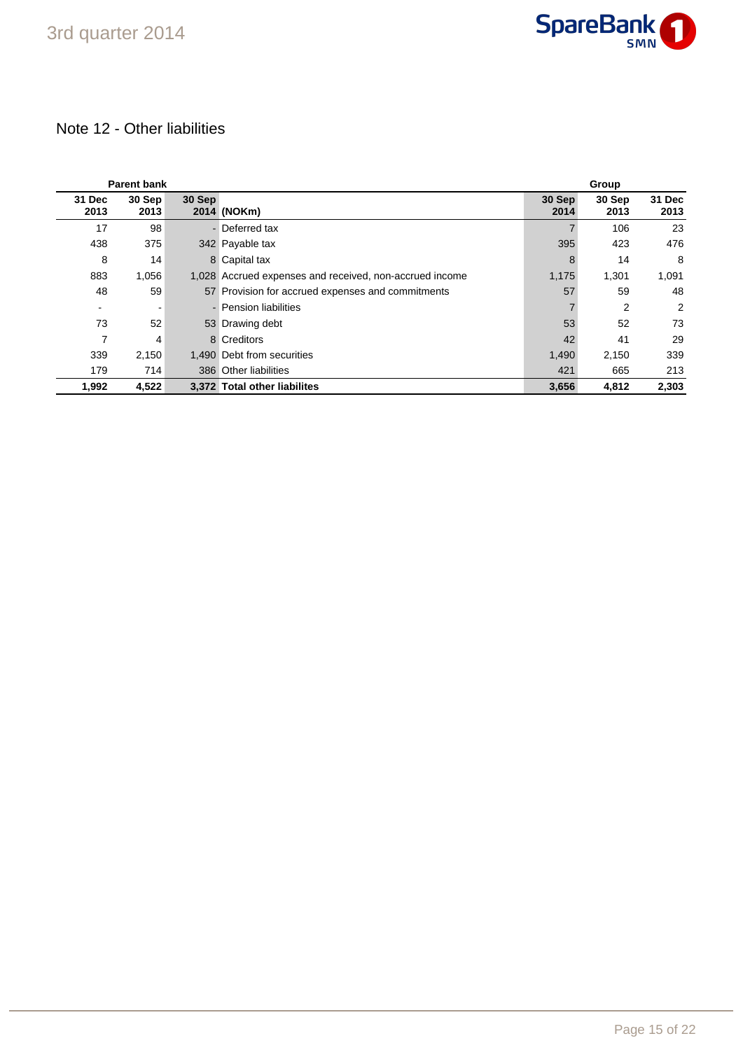## Note 12 - Other liabilities

| Parent bank | | | | Group | | |
|---|---|---|---|---|---|---|
| 31 Dec 2013 | 30 Sep 2013 | 30 Sep 2014 | (NOKm) | 30 Sep 2014 | 30 Sep 2013 | 31 Dec 2013 |
| 17 | 98 | - | Deferred tax | 7 | 106 | 23 |
| 438 | 375 | 342 | Payable tax | 395 | 423 | 476 |
| 8 | 14 | 8 | Capital tax | 8 | 14 | 8 |
| 883 | 1,056 | 1,028 | Accrued expenses and received, non-accrued income | 1,175 | 1,301 | 1,091 |
| 48 | 59 | 57 | Provision for accrued expenses and commitments | 57 | 59 | 48 |
| - | - | - | Pension liabilities | 7 | 2 | 2 |
| 73 | 52 | 53 | Drawing debt | 53 | 52 | 73 |
| 7 | 4 | 8 | Creditors | 42 | 41 | 29 |
| 339 | 2,150 | 1,490 | Debt from securities | 1,490 | 2,150 | 339 |
| 179 | 714 | 386 | Other liabilities | 421 | 665 | 213 |
| **1,992** | **4,522** | **3,372** | **Total other liabilites** | **3,656** | **4,812** | **2,303** |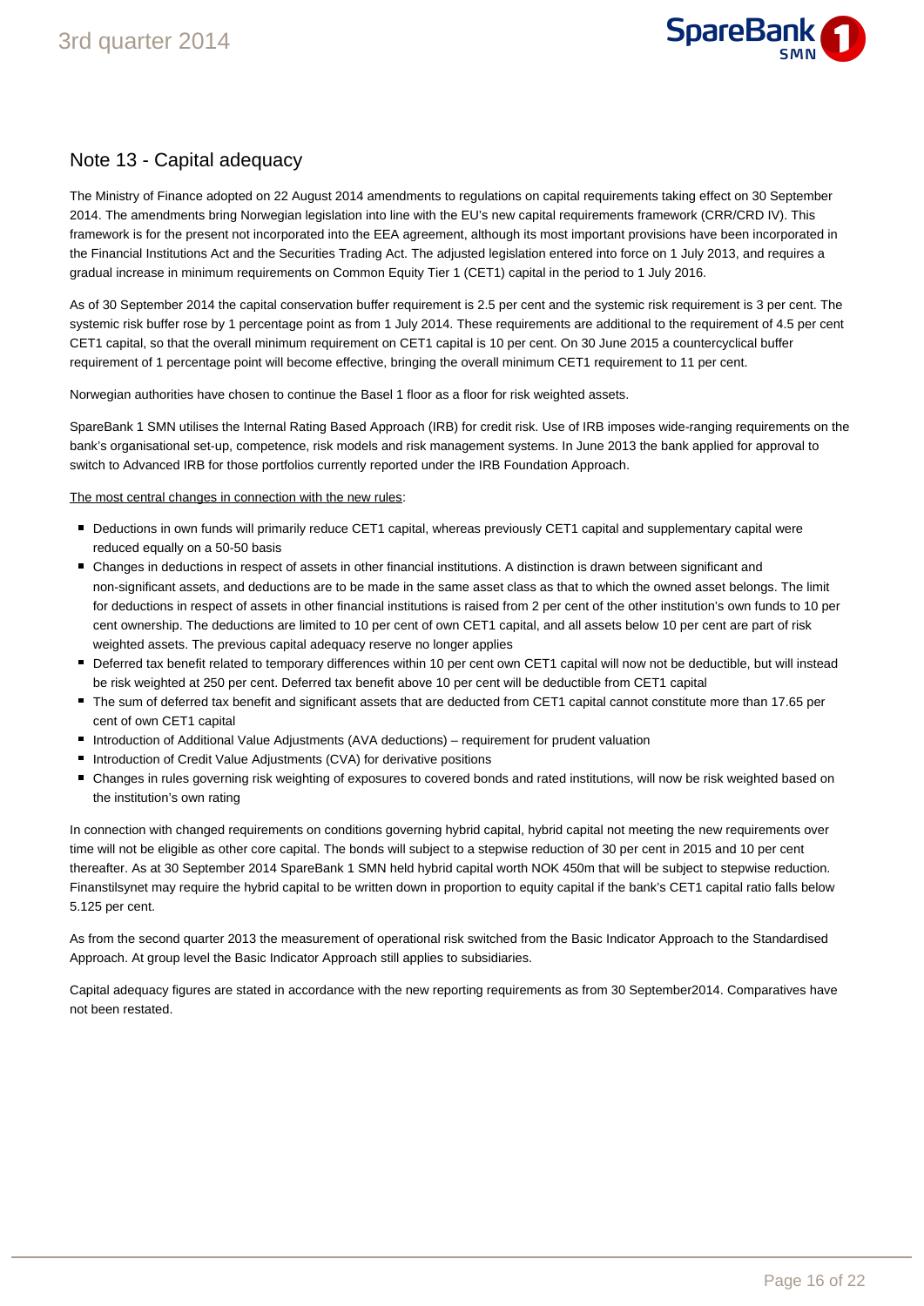## Note 13 - Capital adequacy

The Ministry of Finance adopted on 22 August 2014 amendments to regulations on capital requirements taking effect on 30 September 2014. The amendments bring Norwegian legislation into line with the EU's new capital requirements framework (CRR/CRD IV). This framework is for the present not incorporated into the EEA agreement, although its most important provisions have been incorporated in the Financial Institutions Act and the Securities Trading Act. The adjusted legislation entered into force on 1 July 2013, and requires a gradual increase in minimum requirements on Common Equity Tier 1 (CET1) capital in the period to 1 July 2016.

As of 30 September 2014 the capital conservation buffer requirement is 2.5 per cent and the systemic risk requirement is 3 per cent. The systemic risk buffer rose by 1 percentage point as from 1 July 2014. These requirements are additional to the requirement of 4.5 per cent CET1 capital, so that the overall minimum requirement on CET1 capital is 10 per cent. On 30 June 2015 a countercyclical buffer requirement of 1 percentage point will become effective, bringing the overall minimum CET1 requirement to 11 per cent.

Norwegian authorities have chosen to continue the Basel 1 floor as a floor for risk weighted assets.

SpareBank 1 SMN utilises the Internal Rating Based Approach (IRB) for credit risk. Use of IRB imposes wide-ranging requirements on the bank's organisational set-up, competence, risk models and risk management systems. In June 2013 the bank applied for approval to switch to Advanced IRB for those portfolios currently reported under the IRB Foundation Approach.

<u>The most central changes in connection with the new rules</u>:

- Deductions in own funds will primarily reduce CET1 capital, whereas previously CET1 capital and supplementary capital were reduced equally on a 50-50 basis
- Changes in deductions in respect of assets in other financial institutions. A distinction is drawn between significant and non-significant assets, and deductions are to be made in the same asset class as that to which the owned asset belongs. The limit for deductions in respect of assets in other financial institutions is raised from 2 per cent of the other institution's own funds to 10 per cent ownership. The deductions are limited to 10 per cent of own CET1 capital, and all assets below 10 per cent are part of risk weighted assets. The previous capital adequacy reserve no longer applies
- Deferred tax benefit related to temporary differences within 10 per cent own CET1 capital will now not be deductible, but will instead be risk weighted at 250 per cent. Deferred tax benefit above 10 per cent will be deductible from CET1 capital
- The sum of deferred tax benefit and significant assets that are deducted from CET1 capital cannot constitute more than 17.65 per cent of own CET1 capital
- Introduction of Additional Value Adjustments (AVA deductions) – requirement for prudent valuation
- Introduction of Credit Value Adjustments (CVA) for derivative positions
- Changes in rules governing risk weighting of exposures to covered bonds and rated institutions, will now be risk weighted based on the institution's own rating

In connection with changed requirements on conditions governing hybrid capital, hybrid capital not meeting the new requirements over time will not be eligible as other core capital. The bonds will subject to a stepwise reduction of 30 per cent in 2015 and 10 per cent thereafter. As at 30 September 2014 SpareBank 1 SMN held hybrid capital worth NOK 450m that will be subject to stepwise reduction. Finanstilsynet may require the hybrid capital to be written down in proportion to equity capital if the bank's CET1 capital ratio falls below 5.125 per cent.

As from the second quarter 2013 the measurement of operational risk switched from the Basic Indicator Approach to the Standardised Approach. At group level the Basic Indicator Approach still applies to subsidiaries.

Capital adequacy figures are stated in accordance with the new reporting requirements as from 30 September2014. Comparatives have not been restated.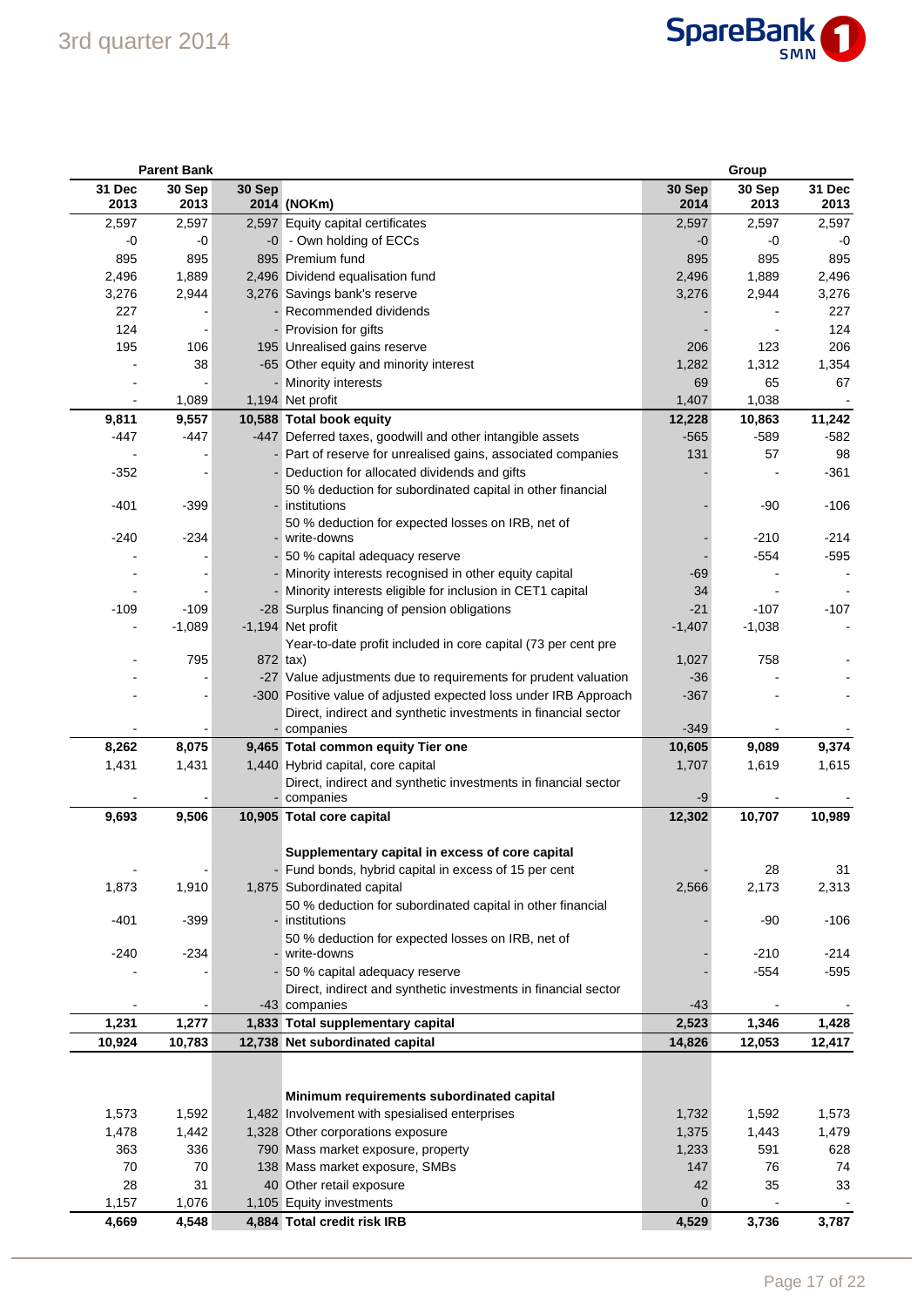| Parent Bank | | | | Group | | |
|---|---|---|---|---|---|---|
| 31 Dec 2013 | 30 Sep 2013 | 30 Sep 2014 | (NOKm) | 30 Sep 2014 | 30 Sep 2013 | 31 Dec 2013 |
| 2,597 | 2,597 | 2,597 | Equity capital certificates | 2,597 | 2,597 | 2,597 |
| -0 | -0 | -0 | - Own holding of ECCs | -0 | -0 | -0 |
| 895 | 895 | 895 | Premium fund | 895 | 895 | 895 |
| 2,496 | 1,889 | 2,496 | Dividend equalisation fund | 2,496 | 1,889 | 2,496 |
| 3,276 | 2,944 | 3,276 | Savings bank's reserve | 3,276 | 2,944 | 3,276 |
| 227 | - | - | Recommended dividends | - | - | 227 |
| 124 | - | - | Provision for gifts | - | - | 124 |
| 195 | 106 | 195 | Unrealised gains reserve | 206 | 123 | 206 |
| - | 38 | -65 | Other equity and minority interest | 1,282 | 1,312 | 1,354 |
| - | - | - | Minority interests | 69 | 65 | 67 |
| - | 1,089 | 1,194 | Net profit | 1,407 | 1,038 | - |
| **9,811** | **9,557** | **10,588** | **Total book equity** | **12,228** | **10,863** | **11,242** |
| -447 | -447 | -447 | Deferred taxes, goodwill and other intangible assets | -565 | -589 | -582 |
| - | - | - | Part of reserve for unrealised gains, associated companies | 131 | 57 | 98 |
| -352 | - | - | Deduction for allocated dividends and gifts | - | - | -361 |
| -401 | -399 | - | 50 % deduction for subordinated capital in other financial institutions | - | -90 | -106 |
| -240 | -234 | - | 50 % deduction for expected losses on IRB, net of write-downs | - | -210 | -214 |
| - | - | - | 50 % capital adequacy reserve | - | -554 | -595 |
| - | - | - | Minority interests recognised in other equity capital | -69 | - | - |
| - | - | - | Minority interests eligible for inclusion in CET1 capital | 34 | - | - |
| -109 | -109 | -28 | Surplus financing of pension obligations | -21 | -107 | -107 |
| - | -1,089 | -1,194 | Net profit | -1,407 | -1,038 | - |
| - | 795 | 872 | Year-to-date profit included in core capital (73 per cent pre tax) | 1,027 | 758 | - |
| - | - | -27 | Value adjustments due to requirements for prudent valuation | -36 | - | - |
| - | - | -300 | Positive value of adjusted expected loss under IRB Approach | -367 | - | - |
| - | - | - | Direct, indirect and synthetic investments in financial sector companies | -349 | - | - |
| **8,262** | **8,075** | **9,465** | **Total common equity Tier one** | **10,605** | **9,089** | **9,374** |
| 1,431 | 1,431 | 1,440 | Hybrid capital, core capital | 1,707 | 1,619 | 1,615 |
| - | - | - | Direct, indirect and synthetic investments in financial sector companies | -9 | - | - |
| **9,693** | **9,506** | **10,905** | **Total core capital** | **12,302** | **10,707** | **10,989** |
| | | | **Supplementary capital in excess of core capital** | | | |
| - | - | - | Fund bonds, hybrid capital in excess of 15 per cent | - | 28 | 31 |
| 1,873 | 1,910 | 1,875 | Subordinated capital | 2,566 | 2,173 | 2,313 |
| -401 | -399 | - | 50 % deduction for subordinated capital in other financial institutions | - | -90 | -106 |
| -240 | -234 | - | 50 % deduction for expected losses on IRB, net of write-downs | - | -210 | -214 |
| - | - | - | 50 % capital adequacy reserve | - | -554 | -595 |
| - | - | -43 | Direct, indirect and synthetic investments in financial sector companies | -43 | - | - |
| **1,231** | **1,277** | **1,833** | **Total supplementary capital** | **2,523** | **1,346** | **1,428** |
| **10,924** | **10,783** | **12,738** | **Net subordinated capital** | **14,826** | **12,053** | **12,417** |
| | | | | | | |
| | | | **Minimum requirements subordinated capital** | | | |
| 1,573 | 1,592 | 1,482 | Involvement with spesialised enterprises | 1,732 | 1,592 | 1,573 |
| 1,478 | 1,442 | 1,328 | Other corporations exposure | 1,375 | 1,443 | 1,479 |
| 363 | 336 | 790 | Mass market exposure, property | 1,233 | 591 | 628 |
| 70 | 70 | 138 | Mass market exposure, SMBs | 147 | 76 | 74 |
| 28 | 31 | 40 | Other retail exposure | 42 | 35 | 33 |
| 1,157 | 1,076 | 1,105 | Equity investments | 0 | - | - |
| **4,669** | **4,548** | **4,884** | **Total credit risk IRB** | **4,529** | **3,736** | **3,787** |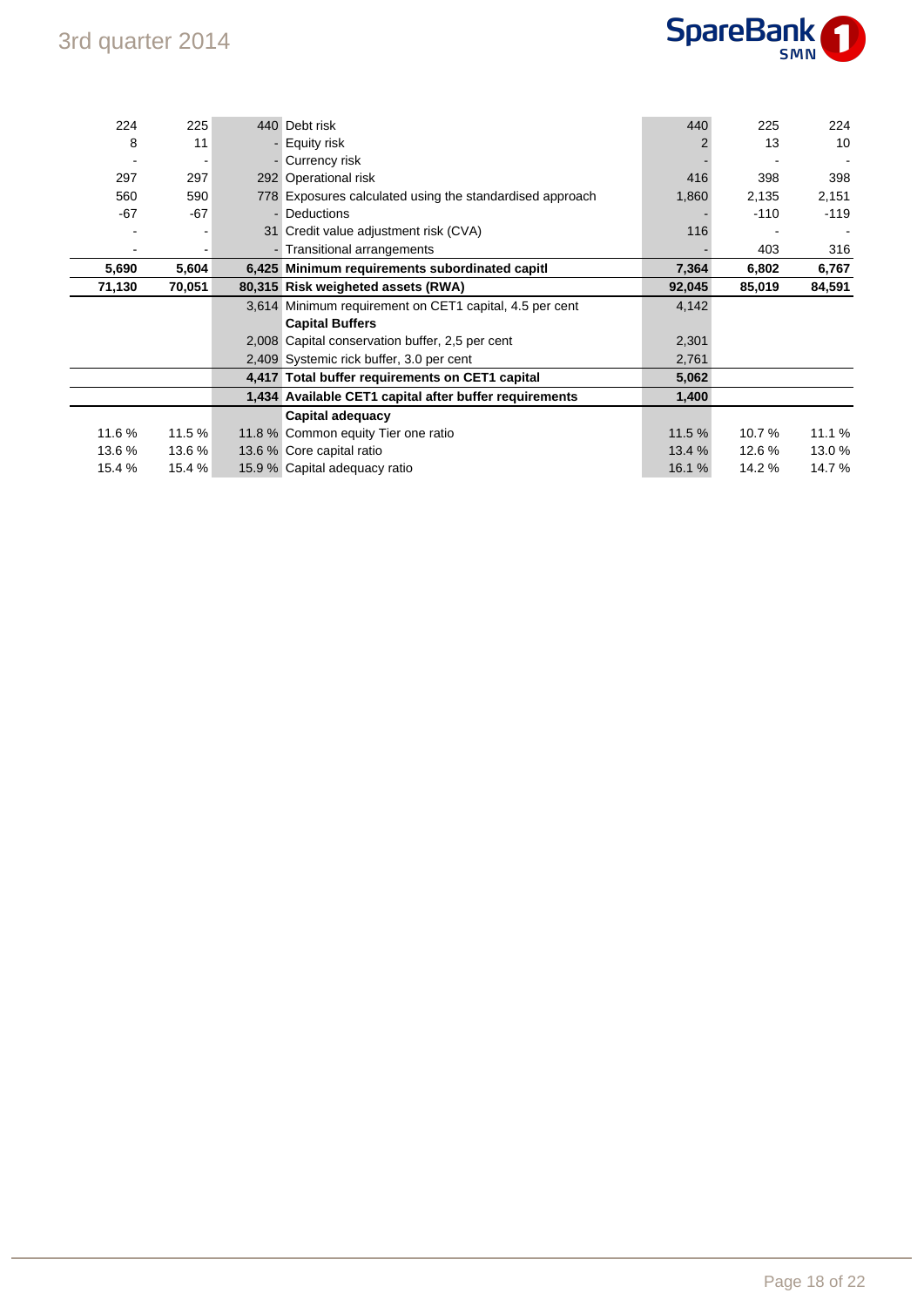| | | | | | | |
|---|---|---|---|---|---|---|
| 224 | 225 | 440 | Debt risk | 440 | 225 | 224 |
| 8 | 11 | - | Equity risk | 2 | 13 | 10 |
| - | - | - | Currency risk | - | - | - |
| 297 | 297 | 292 | Operational risk | 416 | 398 | 398 |
| 560 | 590 | 778 | Exposures calculated using the standardised approach | 1,860 | 2,135 | 2,151 |
| -67 | -67 | - | Deductions | - | -110 | -119 |
| - | - | 31 | Credit value adjustment risk (CVA) | 116 | - | - |
| - | - | - | Transitional arrangements | - | 403 | 316 |
| **5,690** | **5,604** | **6,425** | **Minimum requirements subordinated capitl** | **7,364** | **6,802** | **6,767** |
| **71,130** | **70,051** | **80,315** | **Risk weigheted assets (RWA)** | **92,045** | **85,019** | **84,591** |
| | | 3,614 | Minimum requirement on CET1 capital, 4.5 per cent | 4,142 | | |
| | | | **Capital Buffers** | | | |
| | | 2,008 | Capital conservation buffer, 2,5 per cent | 2,301 | | |
| | | 2,409 | Systemic rick buffer, 3.0 per cent | 2,761 | | |
| | | **4,417** | **Total buffer requirements on CET1 capital** | **5,062** | | |
| | | **1,434** | **Available CET1 capital after buffer requirements** | **1,400** | | |
| | | | **Capital adequacy** | | | |
| 11.6 % | 11.5 % | 11.8 % | Common equity Tier one ratio | 11.5 % | 10.7 % | 11.1 % |
| 13.6 % | 13.6 % | 13.6 % | Core capital ratio | 13.4 % | 12.6 % | 13.0 % |
| 15.4 % | 15.4 % | 15.9 % | Capital adequacy ratio | 16.1 % | 14.2 % | 14.7 % |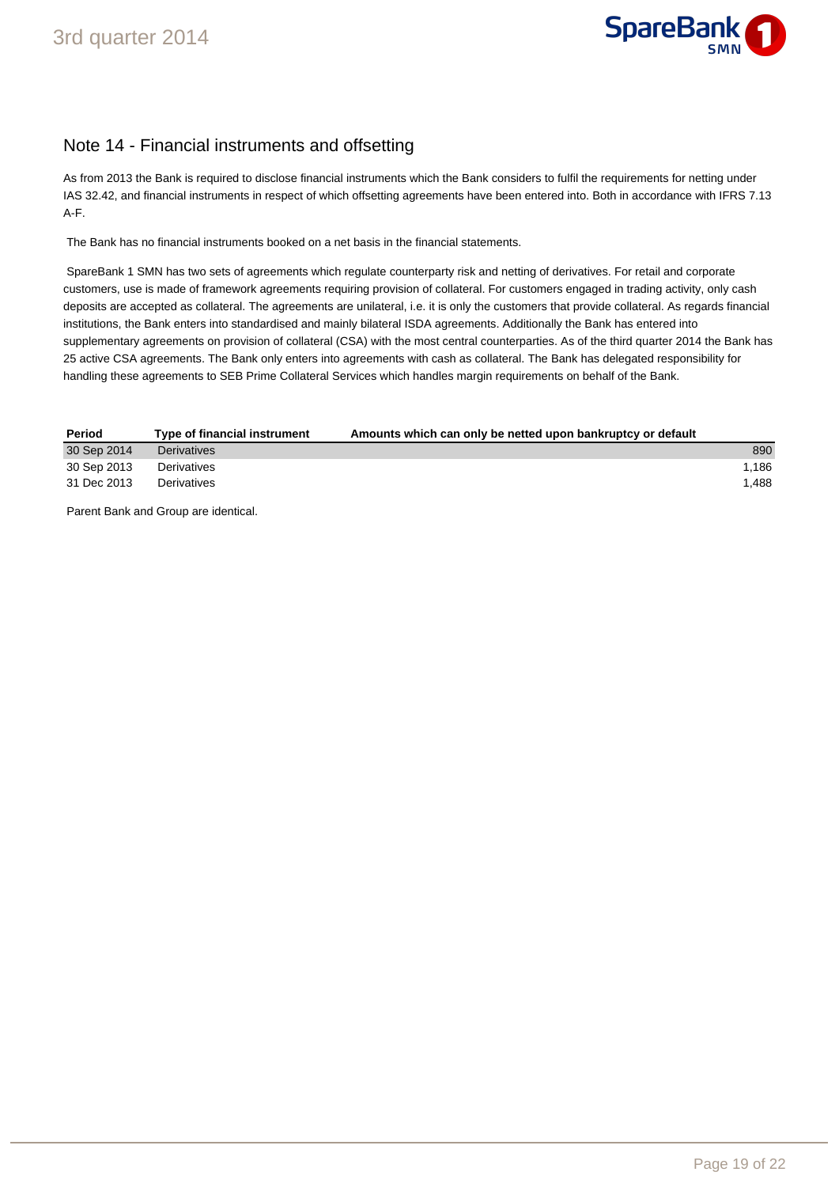## Note 14 - Financial instruments and offsetting

As from 2013 the Bank is required to disclose financial instruments which the Bank considers to fulfil the requirements for netting under IAS 32.42, and financial instruments in respect of which offsetting agreements have been entered into. Both in accordance with IFRS 7.13 A-F.

The Bank has no financial instruments booked on a net basis in the financial statements.

SpareBank 1 SMN has two sets of agreements which regulate counterparty risk and netting of derivatives. For retail and corporate customers, use is made of framework agreements requiring provision of collateral. For customers engaged in trading activity, only cash deposits are accepted as collateral. The agreements are unilateral, i.e. it is only the customers that provide collateral. As regards financial institutions, the Bank enters into standardised and mainly bilateral ISDA agreements. Additionally the Bank has entered into supplementary agreements on provision of collateral (CSA) with the most central counterparties. As of the third quarter 2014 the Bank has 25 active CSA agreements. The Bank only enters into agreements with cash as collateral. The Bank has delegated responsibility for handling these agreements to SEB Prime Collateral Services which handles margin requirements on behalf of the Bank.

| Period | Type of financial instrument | Amounts which can only be netted upon bankruptcy or default |
|---|---|---|
| 30 Sep 2014 | Derivatives | 890 |
| 30 Sep 2013 | Derivatives | 1,186 |
| 31 Dec 2013 | Derivatives | 1,488 |

Parent Bank and Group are identical.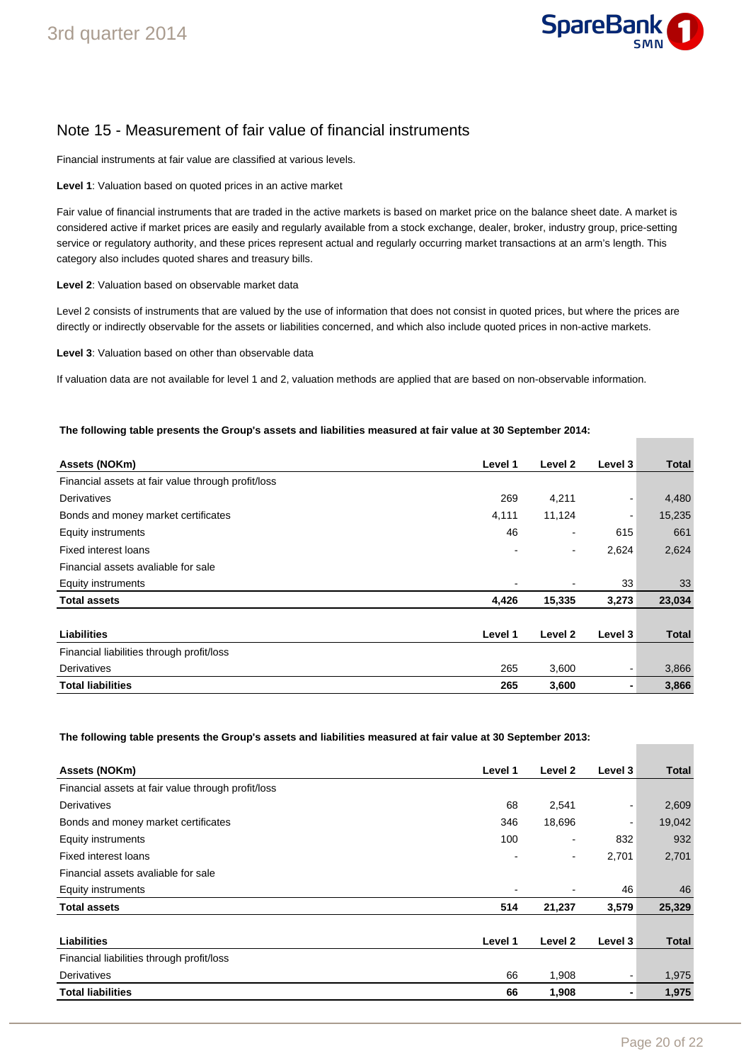## Note 15 - Measurement of fair value of financial instruments

Financial instruments at fair value are classified at various levels.

**Level 1**: Valuation based on quoted prices in an active market

Fair value of financial instruments that are traded in the active markets is based on market price on the balance sheet date. A market is considered active if market prices are easily and regularly available from a stock exchange, dealer, broker, industry group, price-setting service or regulatory authority, and these prices represent actual and regularly occurring market transactions at an arm's length. This category also includes quoted shares and treasury bills.

**Level 2**: Valuation based on observable market data

Level 2 consists of instruments that are valued by the use of information that does not consist in quoted prices, but where the prices are directly or indirectly observable for the assets or liabilities concerned, and which also include quoted prices in non-active markets.

**Level 3**: Valuation based on other than observable data

If valuation data are not available for level 1 and 2, valuation methods are applied that are based on non-observable information.

**The following table presents the Group's assets and liabilities measured at fair value at 30 September 2014:**

| Assets (NOKm) | Level 1 | Level 2 | Level 3 | Total |
|---|---|---|---|---|
| Financial assets at fair value through profit/loss | | | | |
| Derivatives | 269 | 4,211 | - | 4,480 |
| Bonds and money market certificates | 4,111 | 11,124 | - | 15,235 |
| Equity instruments | 46 | - | 615 | 661 |
| Fixed interest loans | - | - | 2,624 | 2,624 |
| Financial assets avaliable for sale | | | | |
| Equity instruments | - | - | 33 | 33 |
| **Total assets** | **4,426** | **15,335** | **3,273** | **23,034** |

| Liabilities | Level 1 | Level 2 | Level 3 | Total |
|---|---|---|---|---|
| Financial liabilities through profit/loss | | | | |
| Derivatives | 265 | 3,600 | - | 3,866 |
| **Total liabilities** | **265** | **3,600** | **-** | **3,866** |

**The following table presents the Group's assets and liabilities measured at fair value at 30 September 2013:**

| Assets (NOKm) | Level 1 | Level 2 | Level 3 | Total |
|---|---|---|---|---|
| Financial assets at fair value through profit/loss | | | | |
| Derivatives | 68 | 2,541 | - | 2,609 |
| Bonds and money market certificates | 346 | 18,696 | - | 19,042 |
| Equity instruments | 100 | - | 832 | 932 |
| Fixed interest loans | - | - | 2,701 | 2,701 |
| Financial assets avaliable for sale | | | | |
| Equity instruments | - | - | 46 | 46 |
| **Total assets** | **514** | **21,237** | **3,579** | **25,329** |

| Liabilities | Level 1 | Level 2 | Level 3 | Total |
|---|---|---|---|---|
| Financial liabilities through profit/loss | | | | |
| Derivatives | 66 | 1,908 | - | 1,975 |
| **Total liabilities** | **66** | **1,908** | **-** | **1,975** |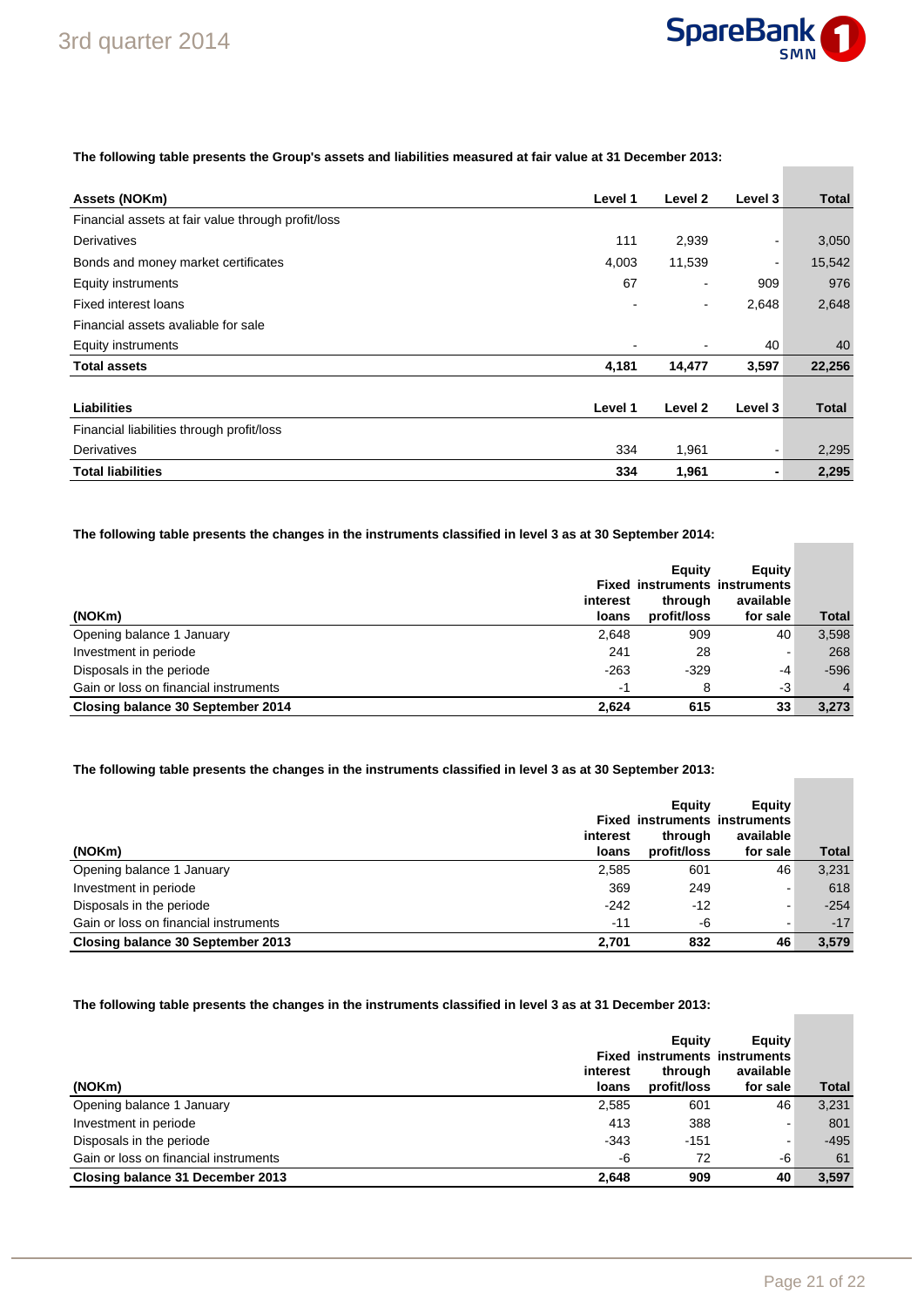**The following table presents the Group's assets and liabilities measured at fair value at 31 December 2013:**

| Assets (NOKm) | Level 1 | Level 2 | Level 3 | Total |
|---|---|---|---|---|
| Financial assets at fair value through profit/loss | | | | |
| Derivatives | 111 | 2,939 | - | 3,050 |
| Bonds and money market certificates | 4,003 | 11,539 | - | 15,542 |
| Equity instruments | 67 | - | 909 | 976 |
| Fixed interest loans | - | - | 2,648 | 2,648 |
| Financial assets avaliable for sale | | | | |
| Equity instruments | - | - | 40 | 40 |
| **Total assets** | **4,181** | **14,477** | **3,597** | **22,256** |

| Liabilities | Level 1 | Level 2 | Level 3 | Total |
|---|---|---|---|---|
| Financial liabilities through profit/loss | | | | |
| Derivatives | 334 | 1,961 | - | 2,295 |
| **Total liabilities** | **334** | **1,961** | **-** | **2,295** |

**The following table presents the changes in the instruments classified in level 3 as at 30 September 2014:**

| (NOKm) | Fixed interest loans | Equity instruments through profit/loss | Equity instruments available for sale | Total |
|---|---|---|---|---|
| Opening balance 1 January | 2,648 | 909 | 40 | 3,598 |
| Investment in periode | 241 | 28 | - | 268 |
| Disposals in the periode | -263 | -329 | -4 | -596 |
| Gain or loss on financial instruments | -1 | 8 | -3 | 4 |
| **Closing balance 30 September 2014** | **2,624** | **615** | **33** | **3,273** |

**The following table presents the changes in the instruments classified in level 3 as at 30 September 2013:**

| (NOKm) | Fixed interest loans | Equity instruments through profit/loss | Equity instruments available for sale | Total |
|---|---|---|---|---|
| Opening balance 1 January | 2,585 | 601 | 46 | 3,231 |
| Investment in periode | 369 | 249 | - | 618 |
| Disposals in the periode | -242 | -12 | - | -254 |
| Gain or loss on financial instruments | -11 | -6 | - | -17 |
| **Closing balance 30 September 2013** | **2,701** | **832** | **46** | **3,579** |

**The following table presents the changes in the instruments classified in level 3 as at 31 December 2013:**

| (NOKm) | Fixed interest loans | Equity instruments through profit/loss | Equity instruments available for sale | Total |
|---|---|---|---|---|
| Opening balance 1 January | 2,585 | 601 | 46 | 3,231 |
| Investment in periode | 413 | 388 | - | 801 |
| Disposals in the periode | -343 | -151 | - | -495 |
| Gain or loss on financial instruments | -6 | 72 | -6 | 61 |
| **Closing balance 31 December 2013** | **2,648** | **909** | **40** | **3,597** |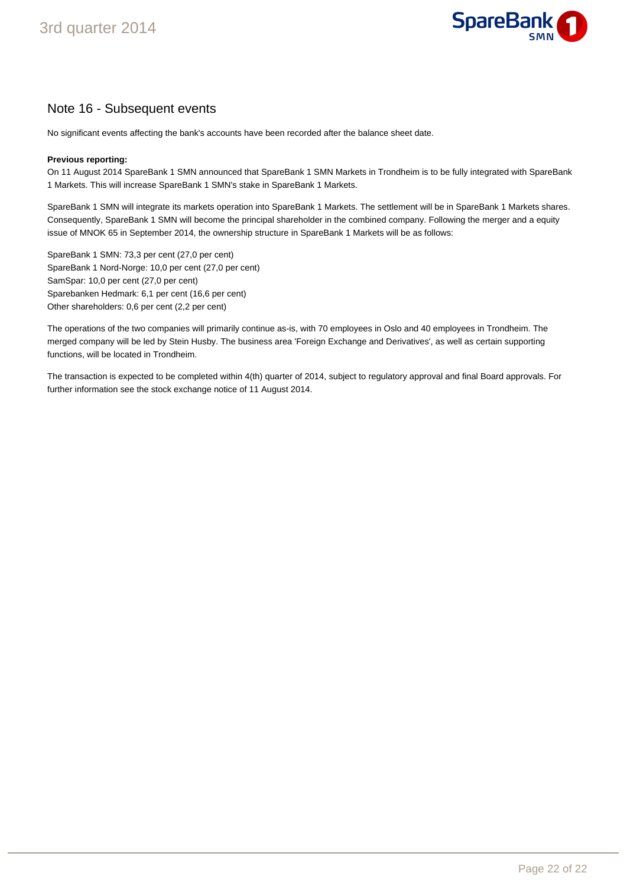## Note 16 - Subsequent events

No significant events affecting the bank's accounts have been recorded after the balance sheet date.

**Previous reporting:**

On 11 August 2014 SpareBank 1 SMN announced that SpareBank 1 SMN Markets in Trondheim is to be fully integrated with SpareBank 1 Markets. This will increase SpareBank 1 SMN's stake in SpareBank 1 Markets.

SpareBank 1 SMN will integrate its markets operation into SpareBank 1 Markets. The settlement will be in SpareBank 1 Markets shares. Consequently, SpareBank 1 SMN will become the principal shareholder in the combined company. Following the merger and a equity issue of MNOK 65 in September 2014, the ownership structure in SpareBank 1 Markets will be as follows:

SpareBank 1 SMN: 73,3 per cent (27,0 per cent)
SpareBank 1 Nord-Norge: 10,0 per cent (27,0 per cent)
SamSpar: 10,0 per cent (27,0 per cent)
Sparebanken Hedmark: 6,1 per cent (16,6 per cent)
Other shareholders: 0,6 per cent (2,2 per cent)

The operations of the two companies will primarily continue as-is, with 70 employees in Oslo and 40 employees in Trondheim. The merged company will be led by Stein Husby. The business area 'Foreign Exchange and Derivatives', as well as certain supporting functions, will be located in Trondheim.

The transaction is expected to be completed within 4(th) quarter of 2014, subject to regulatory approval and final Board approvals. For further information see the stock exchange notice of 11 August 2014.